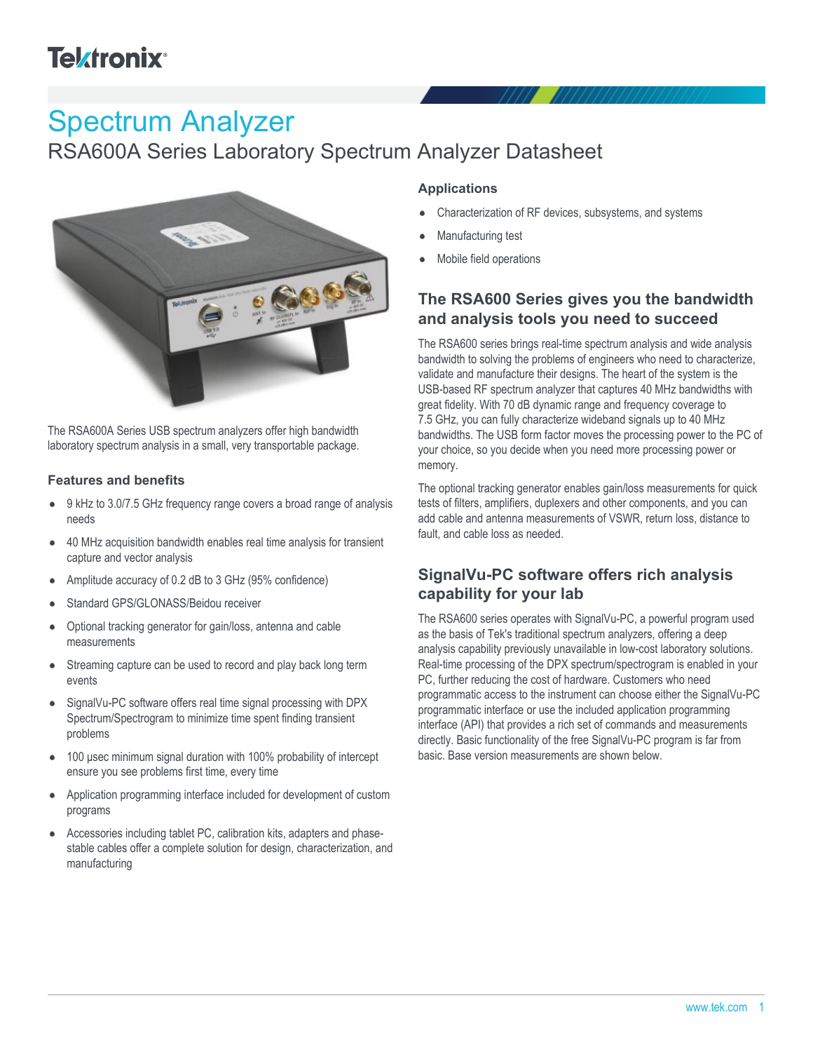# Spectrum Analyzer

## RSA600A Series Laboratory Spectrum Analyzer Datasheet

The RSA600A Series USB spectrum analyzers offer high bandwidth laboratory spectrum analysis in a small, very transportable package.

### Features and benefits

- 9 kHz to 3.0/7.5 GHz frequency range covers a broad range of analysis needs
- 40 MHz acquisition bandwidth enables real time analysis for transient capture and vector analysis
- Amplitude accuracy of 0.2 dB to 3 GHz (95% confidence)
- Standard GPS/GLONASS/Beidou receiver
- Optional tracking generator for gain/loss, antenna and cable measurements
- Streaming capture can be used to record and play back long term events
- SignalVu-PC software offers real time signal processing with DPX Spectrum/Spectrogram to minimize time spent finding transient problems
- 100 μsec minimum signal duration with 100% probability of intercept ensure you see problems first time, every time
- Application programming interface included for development of custom programs
- Accessories including tablet PC, calibration kits, adapters and phase-stable cables offer a complete solution for design, characterization, and manufacturing

### Applications

- Characterization of RF devices, subsystems, and systems
- Manufacturing test
- Mobile field operations

### The RSA600 Series gives you the bandwidth and analysis tools you need to succeed

The RSA600 series brings real-time spectrum analysis and wide analysis bandwidth to solving the problems of engineers who need to characterize, validate and manufacture their designs. The heart of the system is the USB-based RF spectrum analyzer that captures 40 MHz bandwidths with great fidelity. With 70 dB dynamic range and frequency coverage to 7.5 GHz, you can fully characterize wideband signals up to 40 MHz bandwidths. The USB form factor moves the processing power to the PC of your choice, so you decide when you need more processing power or memory.

The optional tracking generator enables gain/loss measurements for quick tests of filters, amplifiers, duplexers and other components, and you can add cable and antenna measurements of VSWR, return loss, distance to fault, and cable loss as needed.

### SignalVu-PC software offers rich analysis capability for your lab

The RSA600 series operates with SignalVu-PC, a powerful program used as the basis of Tek's traditional spectrum analyzers, offering a deep analysis capability previously unavailable in low-cost laboratory solutions. Real-time processing of the DPX spectrum/spectrogram is enabled in your PC, further reducing the cost of hardware. Customers who need programmatic access to the instrument can choose either the SignalVu-PC programmatic interface or use the included application programming interface (API) that provides a rich set of commands and measurements directly. Basic functionality of the free SignalVu-PC program is far from basic. Base version measurements are shown below.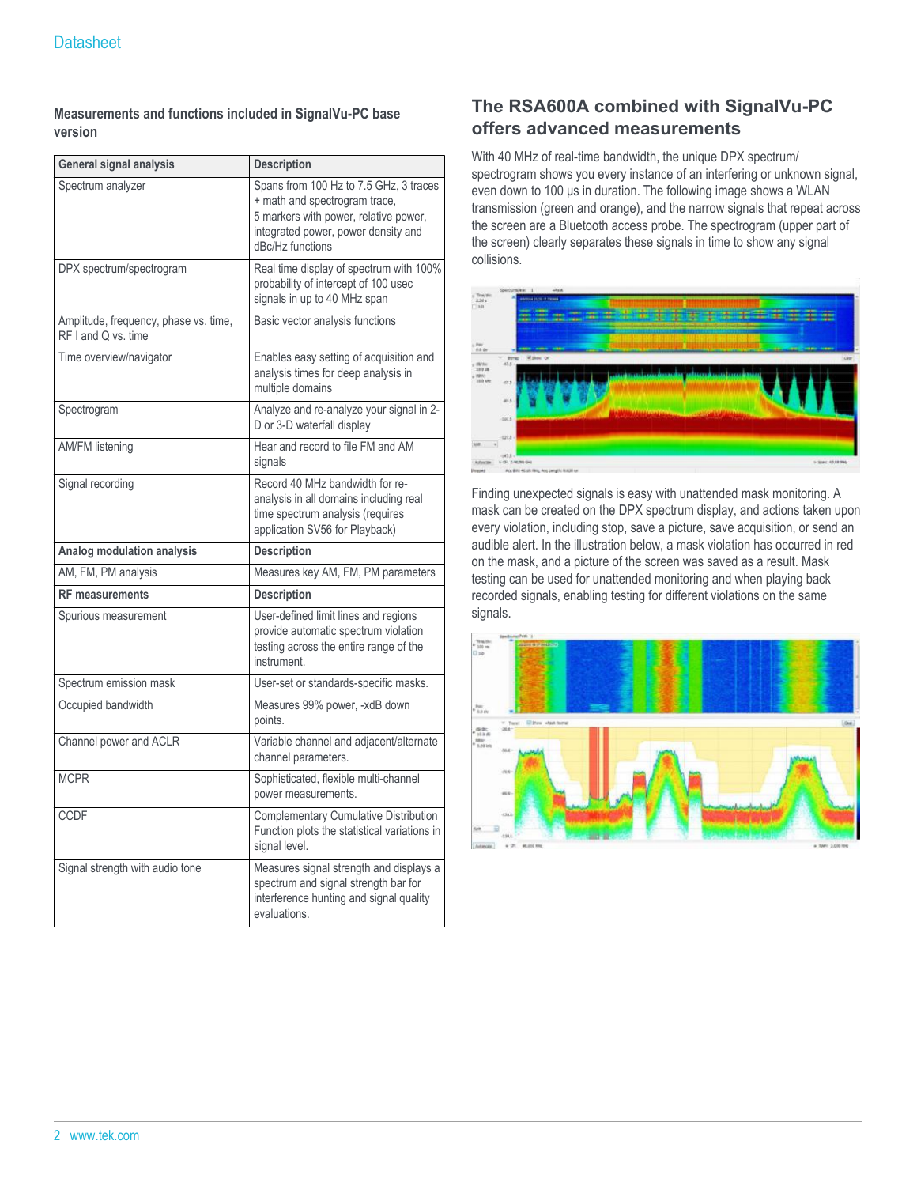### Measurements and functions included in SignalVu-PC base version

| General signal analysis | Description |
|---|---|
| Spectrum analyzer | Spans from 100 Hz to 7.5 GHz, 3 traces + math and spectrogram trace, 5 markers with power, relative power, integrated power, power density and dBc/Hz functions |
| DPX spectrum/spectrogram | Real time display of spectrum with 100% probability of intercept of 100 usec signals in up to 40 MHz span |
| Amplitude, frequency, phase vs. time, RF I and Q vs. time | Basic vector analysis functions |
| Time overview/navigator | Enables easy setting of acquisition and analysis times for deep analysis in multiple domains |
| Spectrogram | Analyze and re-analyze your signal in 2-D or 3-D waterfall display |
| AM/FM listening | Hear and record to file FM and AM signals |
| Signal recording | Record 40 MHz bandwidth for re-analysis in all domains including real time spectrum analysis (requires application SV56 for Playback) |
| **Analog modulation analysis** | **Description** |
| AM, FM, PM analysis | Measures key AM, FM, PM parameters |
| **RF measurements** | **Description** |
| Spurious measurement | User-defined limit lines and regions provide automatic spectrum violation testing across the entire range of the instrument. |
| Spectrum emission mask | User-set or standards-specific masks. |
| Occupied bandwidth | Measures 99% power, -xdB down points. |
| Channel power and ACLR | Variable channel and adjacent/alternate channel parameters. |
| MCPR | Sophisticated, flexible multi-channel power measurements. |
| CCDF | Complementary Cumulative Distribution Function plots the statistical variations in signal level. |
| Signal strength with audio tone | Measures signal strength and displays a spectrum and signal strength bar for interference hunting and signal quality evaluations. |

## The RSA600A combined with SignalVu-PC offers advanced measurements

With 40 MHz of real-time bandwidth, the unique DPX spectrum/spectrogram shows you every instance of an interfering or unknown signal, even down to 100 μs in duration. The following image shows a WLAN transmission (green and orange), and the narrow signals that repeat across the screen are a Bluetooth access probe. The spectrogram (upper part of the screen) clearly separates these signals in time to show any signal collisions.

Finding unexpected signals is easy with unattended mask monitoring. A mask can be created on the DPX spectrum display, and actions taken upon every violation, including stop, save a picture, save acquisition, or send an audible alert. In the illustration below, a mask violation has occurred in red on the mask, and a picture of the screen was saved as a result. Mask testing can be used for unattended monitoring and when playing back recorded signals, enabling testing for different violations on the same signals.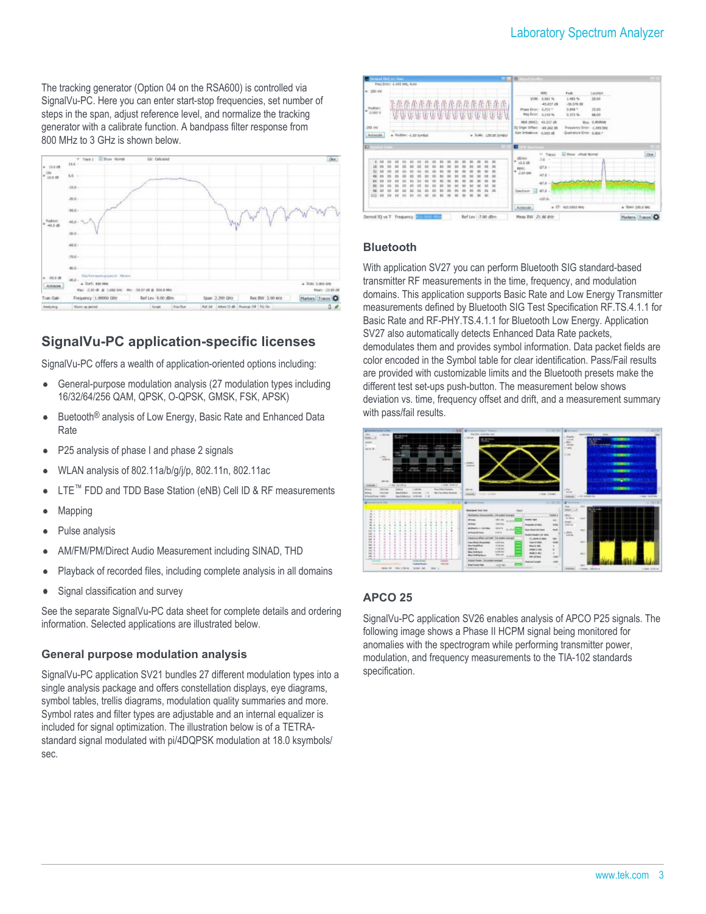The tracking generator (Option 04 on the RSA600) is controlled via SignalVu-PC. Here you can enter start-stop frequencies, set number of steps in the span, adjust reference level, and normalize the tracking generator with a calibrate function. A bandpass filter response from 800 MHz to 3 GHz is shown below.

## SignalVu-PC application-specific licenses

SignalVu-PC offers a wealth of application-oriented options including:

- General-purpose modulation analysis (27 modulation types including 16/32/64/256 QAM, QPSK, O-QPSK, GMSK, FSK, APSK)
- Buetooth® analysis of Low Energy, Basic Rate and Enhanced Data Rate
- P25 analysis of phase I and phase 2 signals
- WLAN analysis of 802.11a/b/g/j/p, 802.11n, 802.11ac
- LTE™ FDD and TDD Base Station (eNB) Cell ID & RF measurements
- Mapping
- Pulse analysis
- AM/FM/PM/Direct Audio Measurement including SINAD, THD
- Playback of recorded files, including complete analysis in all domains
- Signal classification and survey

See the separate SignalVu-PC data sheet for complete details and ordering information. Selected applications are illustrated below.

### General purpose modulation analysis

SignalVu-PC application SV21 bundles 27 different modulation types into a single analysis package and offers constellation displays, eye diagrams, symbol tables, trellis diagrams, modulation quality summaries and more. Symbol rates and filter types are adjustable and an internal equalizer is included for signal optimization. The illustration below is of a TETRA-standard signal modulated with pi/4DQPSK modulation at 18.0 ksymbols/sec.

### Bluetooth

With application SV27 you can perform Bluetooth SIG standard-based transmitter RF measurements in the time, frequency, and modulation domains. This application supports Basic Rate and Low Energy Transmitter measurements defined by Bluetooth SIG Test Specification RF.TS.4.1.1 for Basic Rate and RF-PHY.TS.4.1.1 for Bluetooth Low Energy. Application SV27 also automatically detects Enhanced Data Rate packets, demodulates them and provides symbol information. Data packet fields are color encoded in the Symbol table for clear identification. Pass/Fail results are provided with customizable limits and the Bluetooth presets make the different test set-ups push-button. The measurement below shows deviation vs. time, frequency offset and drift, and a measurement summary with pass/fail results.

### APCO 25

SignalVu-PC application SV26 enables analysis of APCO P25 signals. The following image shows a Phase II HCPM signal being monitored for anomalies with the spectrogram while performing transmitter power, modulation, and frequency measurements to the TIA-102 standards specification.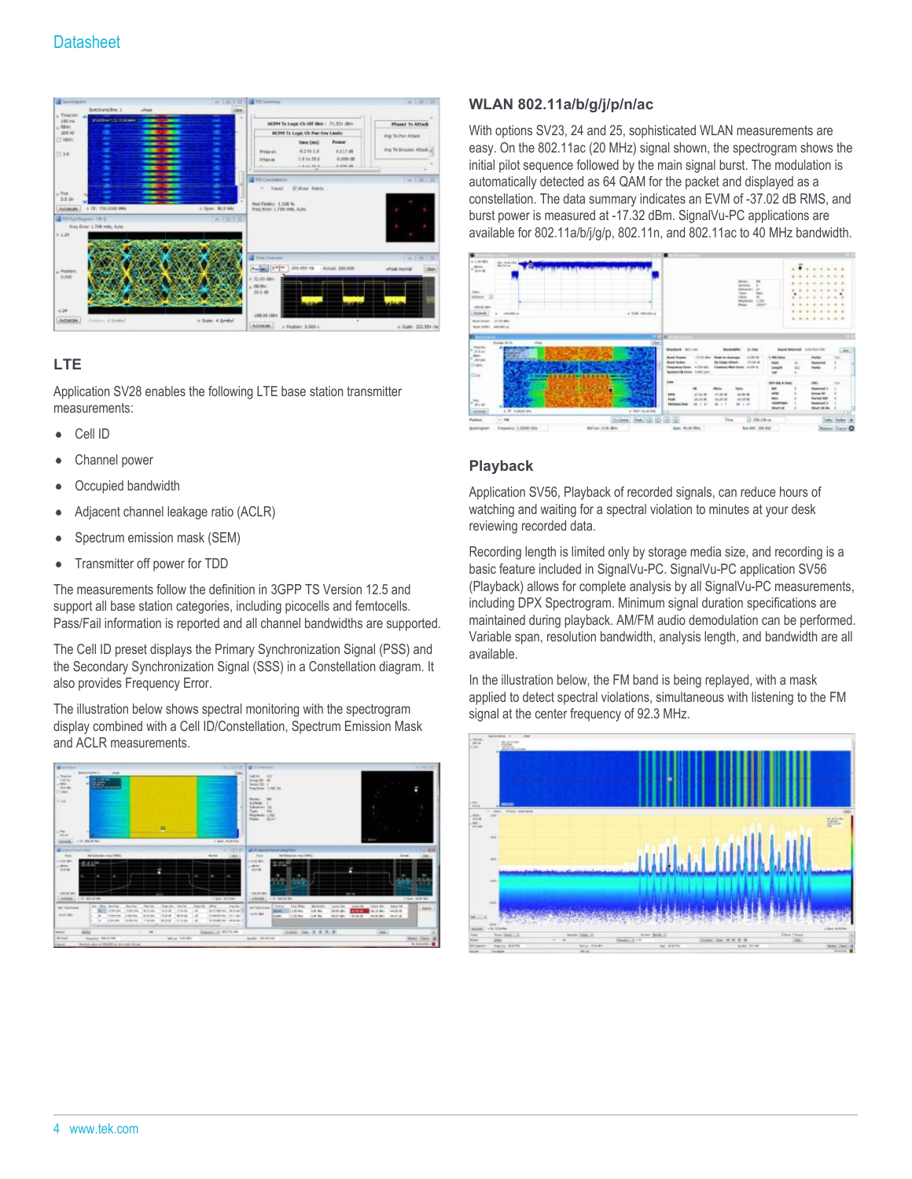## LTE

Application SV28 enables the following LTE base station transmitter measurements:

- Cell ID
- Channel power
- Occupied bandwidth
- Adjacent channel leakage ratio (ACLR)
- Spectrum emission mask (SEM)
- Transmitter off power for TDD

The measurements follow the definition in 3GPP TS Version 12.5 and support all base station categories, including picocells and femtocells. Pass/Fail information is reported and all channel bandwidths are supported.

The Cell ID preset displays the Primary Synchronization Signal (PSS) and the Secondary Synchronization Signal (SSS) in a Constellation diagram. It also provides Frequency Error.

The illustration below shows spectral monitoring with the spectrogram display combined with a Cell ID/Constellation, Spectrum Emission Mask and ACLR measurements.

## WLAN 802.11a/b/g/j/p/n/ac

With options SV23, 24 and 25, sophisticated WLAN measurements are easy. On the 802.11ac (20 MHz) signal shown, the spectrogram shows the initial pilot sequence followed by the main signal burst. The modulation is automatically detected as 64 QAM for the packet and displayed as a constellation. The data summary indicates an EVM of -37.02 dB RMS, and burst power is measured at -17.32 dBm. SignalVu-PC applications are available for 802.11a/b/j/g/p, 802.11n, and 802.11ac to 40 MHz bandwidth.

## Playback

Application SV56, Playback of recorded signals, can reduce hours of watching and waiting for a spectral violation to minutes at your desk reviewing recorded data.

Recording length is limited only by storage media size, and recording is a basic feature included in SignalVu-PC. SignalVu-PC application SV56 (Playback) allows for complete analysis by all SignalVu-PC measurements, including DPX Spectrogram. Minimum signal duration specifications are maintained during playback. AM/FM audio demodulation can be performed. Variable span, resolution bandwidth, analysis length, and bandwidth are all available.

In the illustration below, the FM band is being replayed, with a mask applied to detect spectral violations, simultaneous with listening to the FM signal at the center frequency of 92.3 MHz.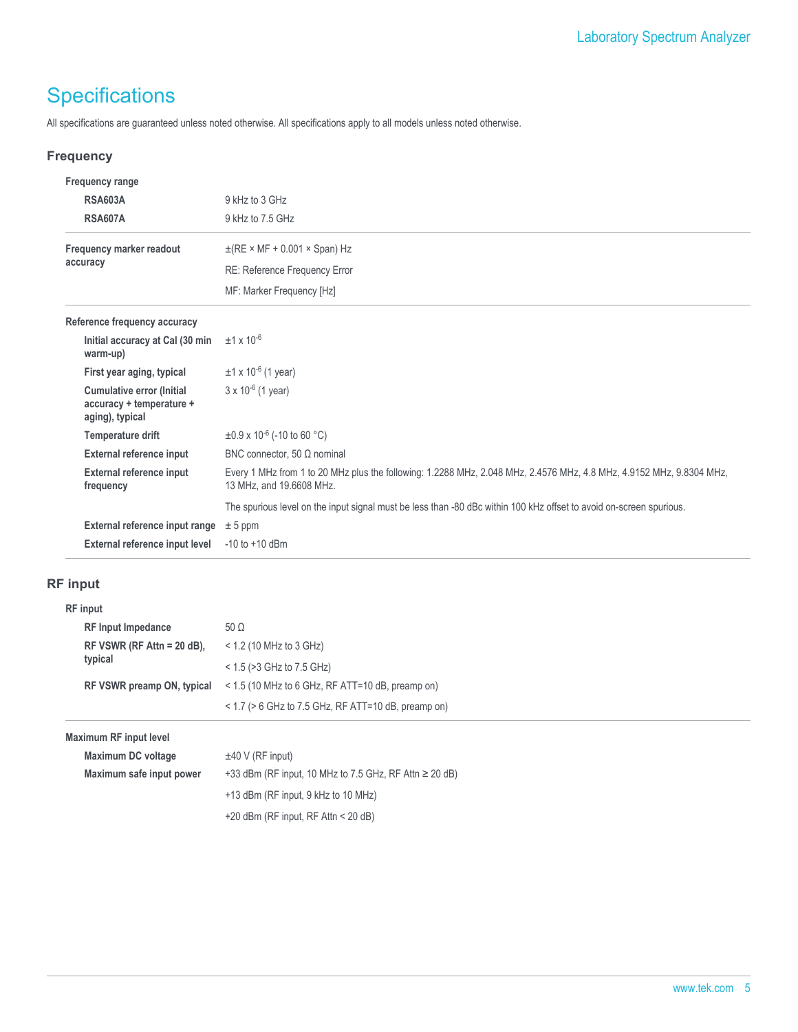# Specifications

All specifications are guaranteed unless noted otherwise. All specifications apply to all models unless noted otherwise.

## Frequency

| Parameter | Specification |
|---|---|
| **Frequency range** | |
| **RSA603A** | 9 kHz to 3 GHz |
| **RSA607A** | 9 kHz to 7.5 GHz |
| **Frequency marker readout accuracy** | ±(RE × MF + 0.001 × Span) Hz |
| | RE: Reference Frequency Error |
| | MF: Marker Frequency [Hz] |
| **Reference frequency accuracy** | |
| **Initial accuracy at Cal (30 min warm-up)** | $\pm 1 \times 10^{-6}$ |
| **First year aging, typical** | $\pm 1 \times 10^{-6}$ (1 year) |
| **Cumulative error (Initial accuracy + temperature + aging), typical** | $3 \times 10^{-6}$ (1 year) |
| **Temperature drift** | $\pm 0.9 \times 10^{-6}$ (-10 to 60 °C) |
| **External reference input** | BNC connector, 50 Ω nominal |
| **External reference input frequency** | Every 1 MHz from 1 to 20 MHz plus the following: 1.2288 MHz, 2.048 MHz, 2.4576 MHz, 4.8 MHz, 4.9152 MHz, 9.8304 MHz, 13 MHz, and 19.6608 MHz. |
| | The spurious level on the input signal must be less than -80 dBc within 100 kHz offset to avoid on-screen spurious. |
| **External reference input range** | ± 5 ppm |
| **External reference input level** | -10 to +10 dBm |

## RF input

| Parameter | Specification |
|---|---|
| **RF input** | |
| **RF Input Impedance** | 50 Ω |
| **RF VSWR (RF Attn = 20 dB), typical** | < 1.2 (10 MHz to 3 GHz) |
| | < 1.5 (>3 GHz to 7.5 GHz) |
| **RF VSWR preamp ON, typical** | < 1.5 (10 MHz to 6 GHz, RF ATT=10 dB, preamp on) |
| | < 1.7 (> 6 GHz to 7.5 GHz, RF ATT=10 dB, preamp on) |
| **Maximum RF input level** | |
| **Maximum DC voltage** | ±40 V (RF input) |
| **Maximum safe input power** | +33 dBm (RF input, 10 MHz to 7.5 GHz, RF Attn ≥ 20 dB) |
| | +13 dBm (RF input, 9 kHz to 10 MHz) |
| | +20 dBm (RF input, RF Attn < 20 dB) |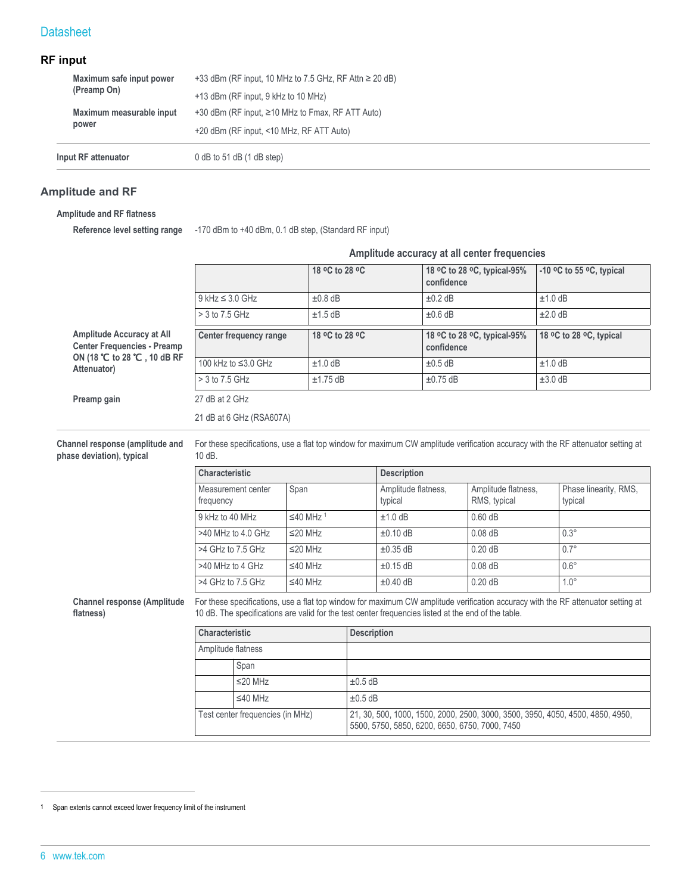## RF input

| | |
|---|---|
| **Maximum safe input power (Preamp On)** | +33 dBm (RF input, 10 MHz to 7.5 GHz, RF Attn ≥ 20 dB) |
| | +13 dBm (RF input, 9 kHz to 10 MHz) |
| **Maximum measurable input power** | +30 dBm (RF input, ≥10 MHz to Fmax, RF ATT Auto) |
| | +20 dBm (RF input, <10 MHz, RF ATT Auto) |
| **Input RF attenuator** | 0 dB to 51 dB (1 dB step) |

## Amplitude and RF

### Amplitude and RF flatness

**Reference level setting range**: -170 dBm to +40 dBm, 0.1 dB step, (Standard RF input)

**Amplitude accuracy at all center frequencies**

| | 18 ºC to 28 ºC | 18 ºC to 28 ºC, typical-95% confidence | -10 ºC to 55 ºC, typical |
|---|---|---|---|
| 9 kHz ≤ 3.0 GHz | ±0.8 dB | ±0.2 dB | ±1.0 dB |
| > 3 to 7.5 GHz | ±1.5 dB | ±0.6 dB | ±2.0 dB |

**Amplitude Accuracy at All Center Frequencies - Preamp ON (18 ℃ to 28 ℃ , 10 dB RF Attenuator)**

| Center frequency range | 18 ºC to 28 ºC | 18 ºC to 28 ºC, typical-95% confidence | 18 ºC to 28 ºC, typical |
|---|---|---|---|
| 100 kHz to ≤3.0 GHz | ±1.0 dB | ±0.5 dB | ±1.0 dB |
| > 3 to 7.5 GHz | ±1.75 dB | ±0.75 dB | ±3.0 dB |

**Preamp gain**

27 dB at 2 GHz

21 dB at 6 GHz (RSA607A)

**Channel response (amplitude and phase deviation), typical**

For these specifications, use a flat top window for maximum CW amplitude verification accuracy with the RF attenuator setting at 10 dB.

| Characteristic | | Description | | |
|---|---|---|---|---|
| Measurement center frequency | Span | Amplitude flatness, typical | Amplitude flatness, RMS, typical | Phase linearity, RMS, typical |
| 9 kHz to 40 MHz | ≤40 MHz [1] | ±1.0 dB | 0.60 dB | |
| >40 MHz to 4.0 GHz | ≤20 MHz | ±0.10 dB | 0.08 dB | 0.3° |
| >4 GHz to 7.5 GHz | ≤20 MHz | ±0.35 dB | 0.20 dB | 0.7° |
| >40 MHz to 4 GHz | ≤40 MHz | ±0.15 dB | 0.08 dB | 0.6° |
| >4 GHz to 7.5 GHz | ≤40 MHz | ±0.40 dB | 0.20 dB | 1.0° |

**Channel response (Amplitude flatness)**

For these specifications, use a flat top window for maximum CW amplitude verification accuracy with the RF attenuator setting at 10 dB. The specifications are valid for the test center frequencies listed at the end of the table.

| Characteristic | | Description |
|---|---|---|
| Amplitude flatness | | |
| | Span | |
| | ≤20 MHz | ±0.5 dB |
| | ≤40 MHz | ±0.5 dB |
| Test center frequencies (in MHz) | | 21, 30, 500, 1000, 1500, 2000, 2500, 3000, 3500, 3950, 4050, 4500, 4850, 4950, 5500, 5750, 5850, 6200, 6650, 6750, 7000, 7450 |

[1] Span extents cannot exceed lower frequency limit of the instrument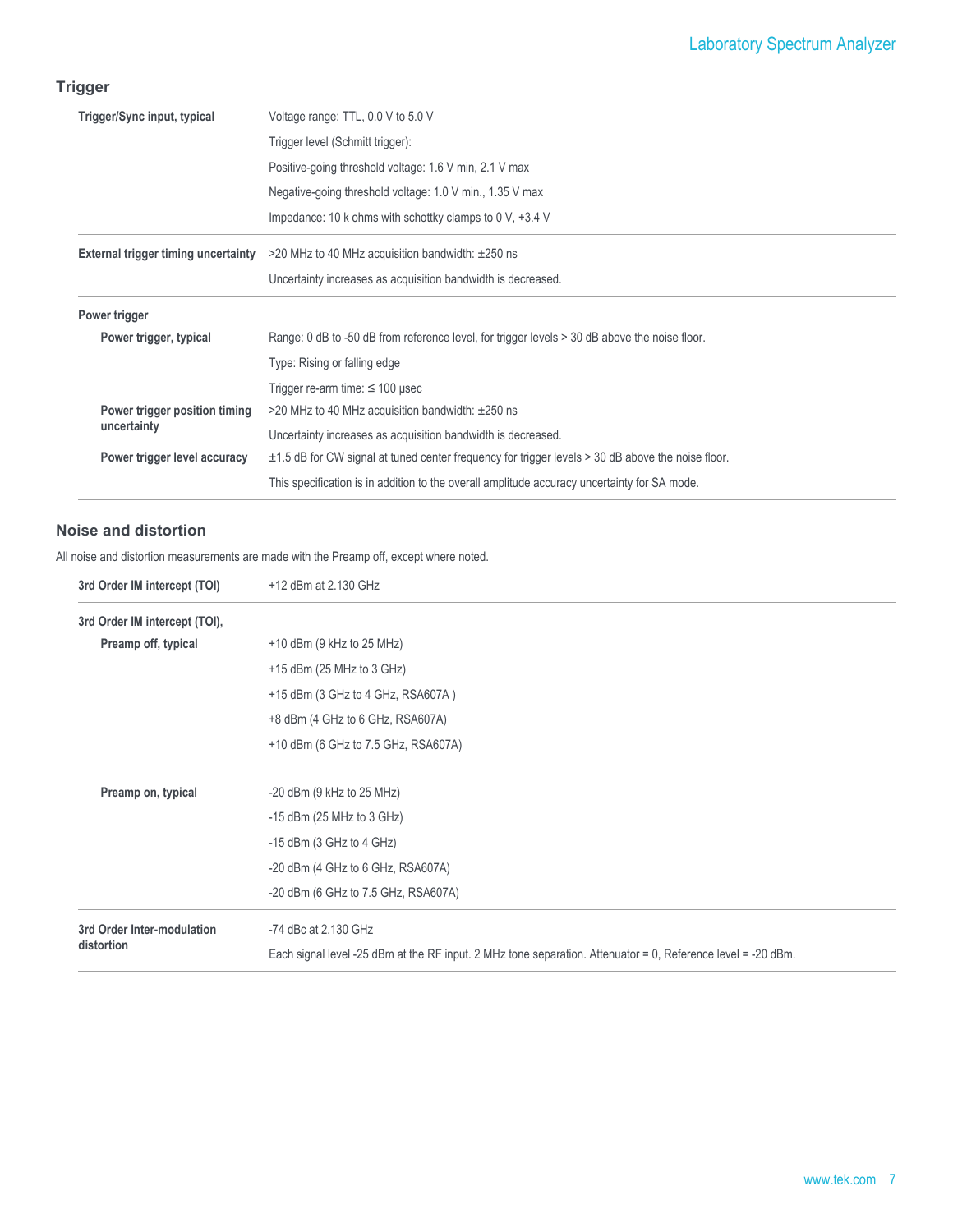## Trigger

| | |
|---|---|
| **Trigger/Sync input, typical** | Voltage range: TTL, 0.0 V to 5.0 V |
| | Trigger level (Schmitt trigger): |
| | Positive-going threshold voltage: 1.6 V min, 2.1 V max |
| | Negative-going threshold voltage: 1.0 V min., 1.35 V max |
| | Impedance: 10 k ohms with schottky clamps to 0 V, +3.4 V |
| **External trigger timing uncertainty** | >20 MHz to 40 MHz acquisition bandwidth: ±250 ns |
| | Uncertainty increases as acquisition bandwidth is decreased. |
| **Power trigger** | |
| **Power trigger, typical** | Range: 0 dB to -50 dB from reference level, for trigger levels > 30 dB above the noise floor. |
| | Type: Rising or falling edge |
| | Trigger re-arm time: ≤ 100 µsec |
| **Power trigger position timing uncertainty** | >20 MHz to 40 MHz acquisition bandwidth: ±250 ns |
| | Uncertainty increases as acquisition bandwidth is decreased. |
| **Power trigger level accuracy** | ±1.5 dB for CW signal at tuned center frequency for trigger levels > 30 dB above the noise floor. |
| | This specification is in addition to the overall amplitude accuracy uncertainty for SA mode. |

## Noise and distortion

All noise and distortion measurements are made with the Preamp off, except where noted.

| | |
|---|---|
| **3rd Order IM intercept (TOI)** | +12 dBm at 2.130 GHz |
| **3rd Order IM intercept (TOI),** | |
| **Preamp off, typical** | +10 dBm (9 kHz to 25 MHz) |
| | +15 dBm (25 MHz to 3 GHz) |
| | +15 dBm (3 GHz to 4 GHz, RSA607A ) |
| | +8 dBm (4 GHz to 6 GHz, RSA607A) |
| | +10 dBm (6 GHz to 7.5 GHz, RSA607A) |
| **Preamp on, typical** | -20 dBm (9 kHz to 25 MHz) |
| | -15 dBm (25 MHz to 3 GHz) |
| | -15 dBm (3 GHz to 4 GHz) |
| | -20 dBm (4 GHz to 6 GHz, RSA607A) |
| | -20 dBm (6 GHz to 7.5 GHz, RSA607A) |
| **3rd Order Inter-modulation distortion** | -74 dBc at 2.130 GHz |
| | Each signal level -25 dBm at the RF input. 2 MHz tone separation. Attenuator = 0, Reference level = -20 dBm. |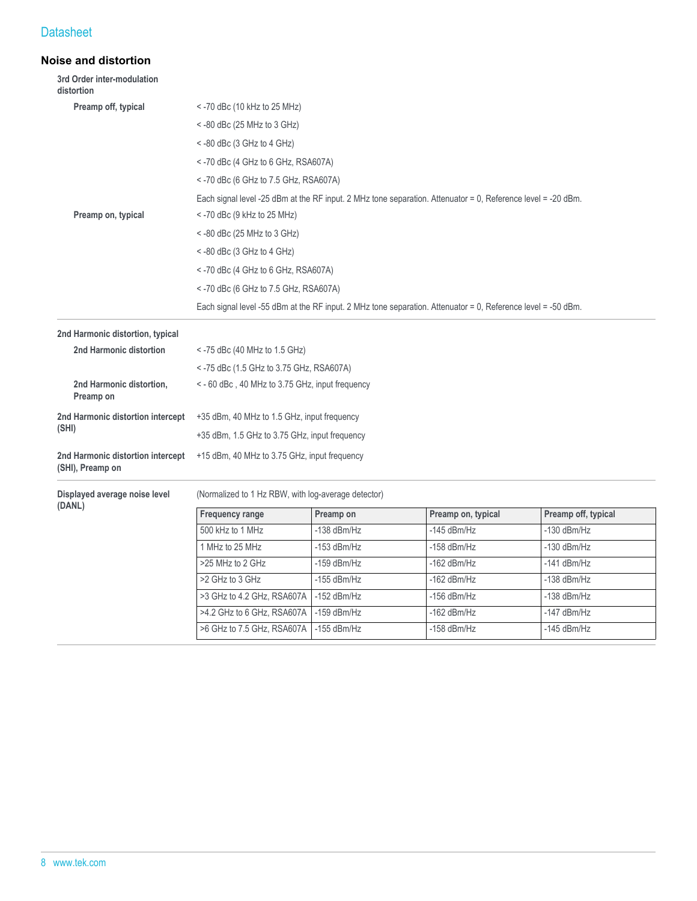## Noise and distortion

### 3rd Order inter-modulation distortion

**Preamp off, typical**

< -70 dBc (10 kHz to 25 MHz)

< -80 dBc (25 MHz to 3 GHz)

< -80 dBc (3 GHz to 4 GHz)

< -70 dBc (4 GHz to 6 GHz, RSA607A)

< -70 dBc (6 GHz to 7.5 GHz, RSA607A)

Each signal level -25 dBm at the RF input. 2 MHz tone separation. Attenuator = 0, Reference level = -20 dBm.

**Preamp on, typical**

< -70 dBc (9 kHz to 25 MHz)

< -80 dBc (25 MHz to 3 GHz)

< -80 dBc (3 GHz to 4 GHz)

< -70 dBc (4 GHz to 6 GHz, RSA607A)

< -70 dBc (6 GHz to 7.5 GHz, RSA607A)

Each signal level -55 dBm at the RF input. 2 MHz tone separation. Attenuator = 0, Reference level = -50 dBm.

### 2nd Harmonic distortion, typical

**2nd Harmonic distortion**

< -75 dBc (40 MHz to 1.5 GHz)

< -75 dBc (1.5 GHz to 3.75 GHz, RSA607A)

**2nd Harmonic distortion, Preamp on**

< - 60 dBc , 40 MHz to 3.75 GHz, input frequency

**2nd Harmonic distortion intercept (SHI)**

+35 dBm, 40 MHz to 1.5 GHz, input frequency

+35 dBm, 1.5 GHz to 3.75 GHz, input frequency

**2nd Harmonic distortion intercept (SHI), Preamp on**

+15 dBm, 40 MHz to 3.75 GHz, input frequency

### Displayed average noise level (DANL)

(Normalized to 1 Hz RBW, with log-average detector)

| Frequency range | Preamp on | Preamp on, typical | Preamp off, typical |
|---|---|---|---|
| 500 kHz to 1 MHz | -138 dBm/Hz | -145 dBm/Hz | -130 dBm/Hz |
| 1 MHz to 25 MHz | -153 dBm/Hz | -158 dBm/Hz | -130 dBm/Hz |
| >25 MHz to 2 GHz | -159 dBm/Hz | -162 dBm/Hz | -141 dBm/Hz |
| >2 GHz to 3 GHz | -155 dBm/Hz | -162 dBm/Hz | -138 dBm/Hz |
| >3 GHz to 4.2 GHz, RSA607A | -152 dBm/Hz | -156 dBm/Hz | -138 dBm/Hz |
| >4.2 GHz to 6 GHz, RSA607A | -159 dBm/Hz | -162 dBm/Hz | -147 dBm/Hz |
| >6 GHz to 7.5 GHz, RSA607A | -155 dBm/Hz | -158 dBm/Hz | -145 dBm/Hz |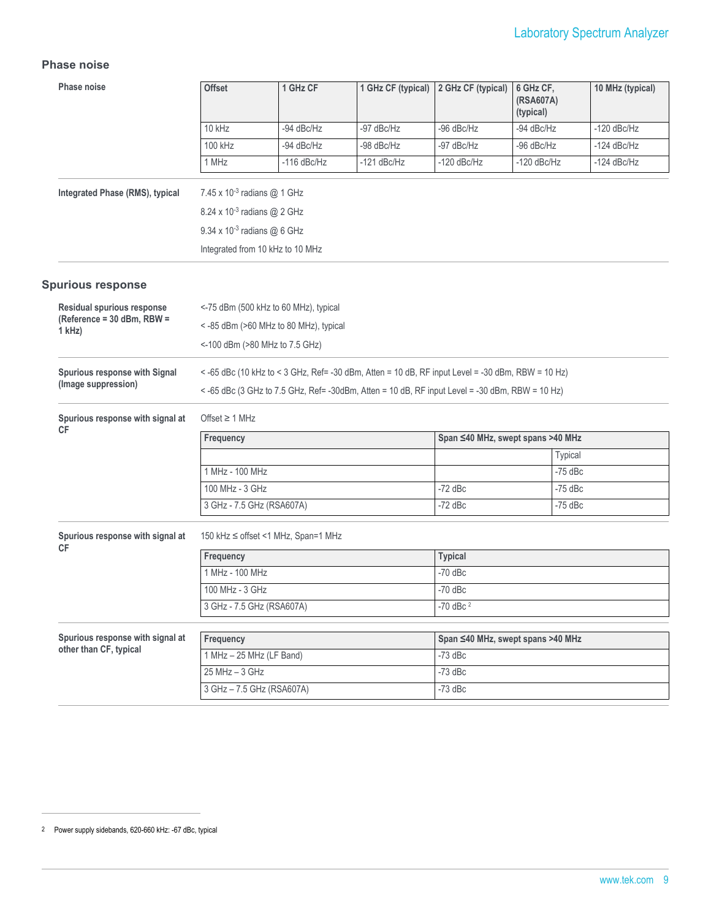## Phase noise

**Phase noise**

| Offset | 1 GHz CF | 1 GHz CF (typical) | 2 GHz CF (typical) | 6 GHz CF, (RSA607A) (typical) | 10 MHz (typical) |
|---|---|---|---|---|---|
| 10 kHz | -94 dBc/Hz | -97 dBc/Hz | -96 dBc/Hz | -94 dBc/Hz | -120 dBc/Hz |
| 100 kHz | -94 dBc/Hz | -98 dBc/Hz | -97 dBc/Hz | -96 dBc/Hz | -124 dBc/Hz |
| 1 MHz | -116 dBc/Hz | -121 dBc/Hz | -120 dBc/Hz | -120 dBc/Hz | -124 dBc/Hz |

**Integrated Phase (RMS), typical**

$7.45 \times 10^{-3}$ radians @ 1 GHz

$8.24 \times 10^{-3}$ radians @ 2 GHz

$9.34 \times 10^{-3}$ radians @ 6 GHz

Integrated from 10 kHz to 10 MHz

## Spurious response

**Residual spurious response (Reference = 30 dBm, RBW = 1 kHz)**

<-75 dBm (500 kHz to 60 MHz), typical

< -85 dBm (>60 MHz to 80 MHz), typical

<-100 dBm (>80 MHz to 7.5 GHz)

**Spurious response with Signal (Image suppression)**

< -65 dBc (10 kHz to < 3 GHz, Ref= -30 dBm, Atten = 10 dB, RF input Level = -30 dBm, RBW = 10 Hz)

< -65 dBc (3 GHz to 7.5 GHz, Ref= -30dBm, Atten = 10 dB, RF input Level = -30 dBm, RBW = 10 Hz)

**Spurious response with signal at CF**

Offset ≥ 1 MHz

| Frequency | Span ≤40 MHz, swept spans >40 MHz | |
|---|---|---|
| | | Typical |
| 1 MHz - 100 MHz | | -75 dBc |
| 100 MHz - 3 GHz | -72 dBc | -75 dBc |
| 3 GHz - 7.5 GHz (RSA607A) | -72 dBc | -75 dBc |

**Spurious response with signal at CF**

150 kHz ≤ offset <1 MHz, Span=1 MHz

| Frequency | Typical |
|---|---|
| 1 MHz - 100 MHz | -70 dBc |
| 100 MHz - 3 GHz | -70 dBc |
| 3 GHz - 7.5 GHz (RSA607A) | -70 dBc [2] |

**Spurious response with signal at other than CF, typical**

| Frequency | Span ≤40 MHz, swept spans >40 MHz |
|---|---|
| 1 MHz – 25 MHz (LF Band) | -73 dBc |
| 25 MHz – 3 GHz | -73 dBc |
| 3 GHz – 7.5 GHz (RSA607A) | -73 dBc |

[2] Power supply sidebands, 620-660 kHz: -67 dBc, typical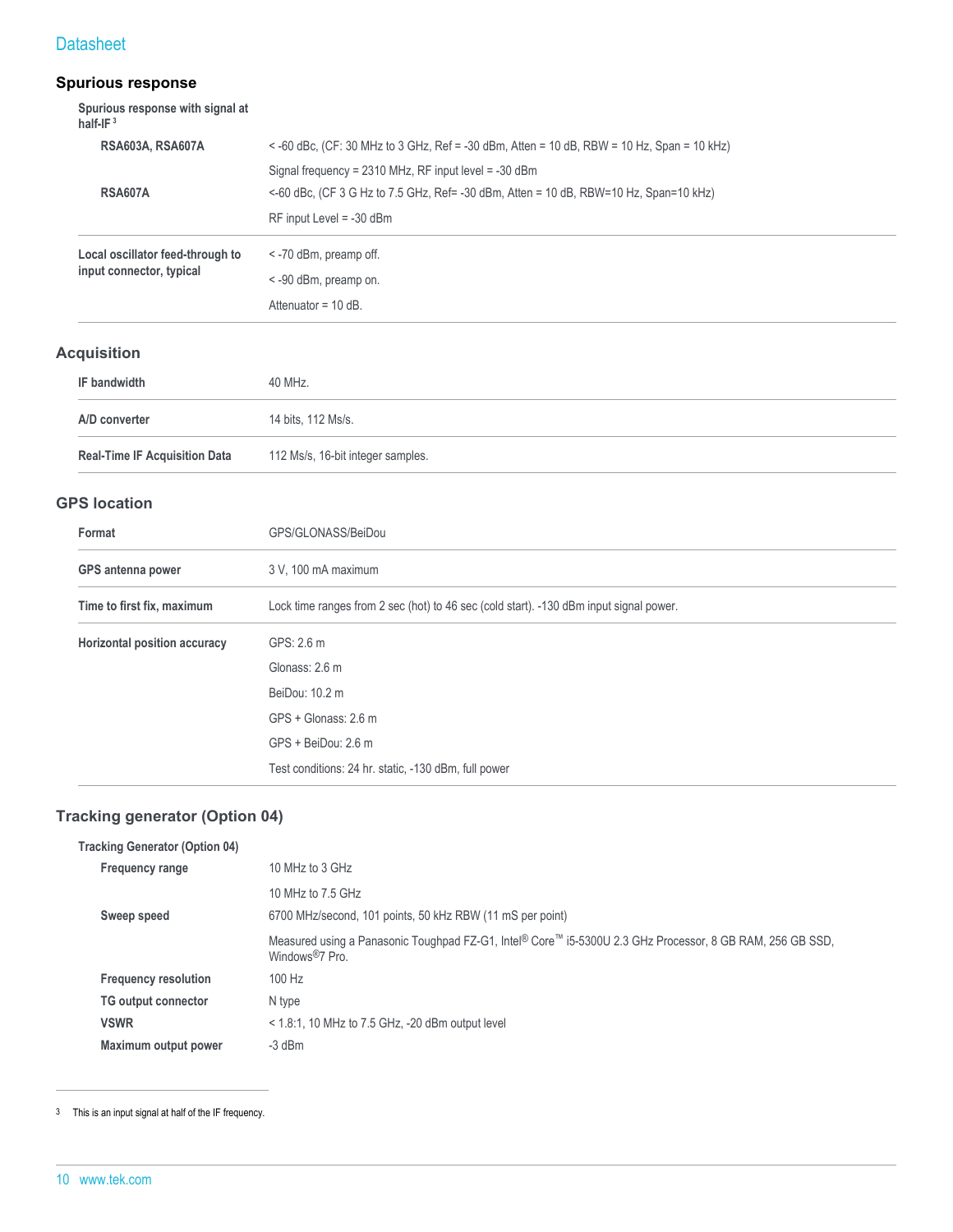## Spurious response

| | |
|---|---|
| **Spurious response with signal at half-IF** [3] | |
| **RSA603A, RSA607A** | < -60 dBc, (CF: 30 MHz to 3 GHz, Ref = -30 dBm, Atten = 10 dB, RBW = 10 Hz, Span = 10 kHz) |
| | Signal frequency = 2310 MHz, RF input level = -30 dBm |
| **RSA607A** | <-60 dBc, (CF 3 G Hz to 7.5 GHz, Ref= -30 dBm, Atten = 10 dB, RBW=10 Hz, Span=10 kHz) |
| | RF input Level = -30 dBm |
| **Local oscillator feed-through to input connector, typical** | < -70 dBm, preamp off. |
| | < -90 dBm, preamp on. |
| | Attenuator = 10 dB. |

## Acquisition

| | |
|---|---|
| **IF bandwidth** | 40 MHz. |
| **A/D converter** | 14 bits, 112 Ms/s. |
| **Real-Time IF Acquisition Data** | 112 Ms/s, 16-bit integer samples. |

## GPS location

| | |
|---|---|
| **Format** | GPS/GLONASS/BeiDou |
| **GPS antenna power** | 3 V, 100 mA maximum |
| **Time to first fix, maximum** | Lock time ranges from 2 sec (hot) to 46 sec (cold start). -130 dBm input signal power. |
| **Horizontal position accuracy** | GPS: 2.6 m |
| | Glonass: 2.6 m |
| | BeiDou: 10.2 m |
| | GPS + Glonass: 2.6 m |
| | GPS + BeiDou: 2.6 m |
| | Test conditions: 24 hr. static, -130 dBm, full power |

## Tracking generator (Option 04)

| | |
|---|---|
| **Tracking Generator (Option 04)** | |
| **Frequency range** | 10 MHz to 3 GHz |
| | 10 MHz to 7.5 GHz |
| **Sweep speed** | 6700 MHz/second, 101 points, 50 kHz RBW (11 mS per point) |
| | Measured using a Panasonic Toughpad FZ-G1, Intel® Core™ i5-5300U 2.3 GHz Processor, 8 GB RAM, 256 GB SSD, Windows®7 Pro. |
| **Frequency resolution** | 100 Hz |
| **TG output connector** | N type |
| **VSWR** | < 1.8:1, 10 MHz to 7.5 GHz, -20 dBm output level |
| **Maximum output power** | -3 dBm |

[3] This is an input signal at half of the IF frequency.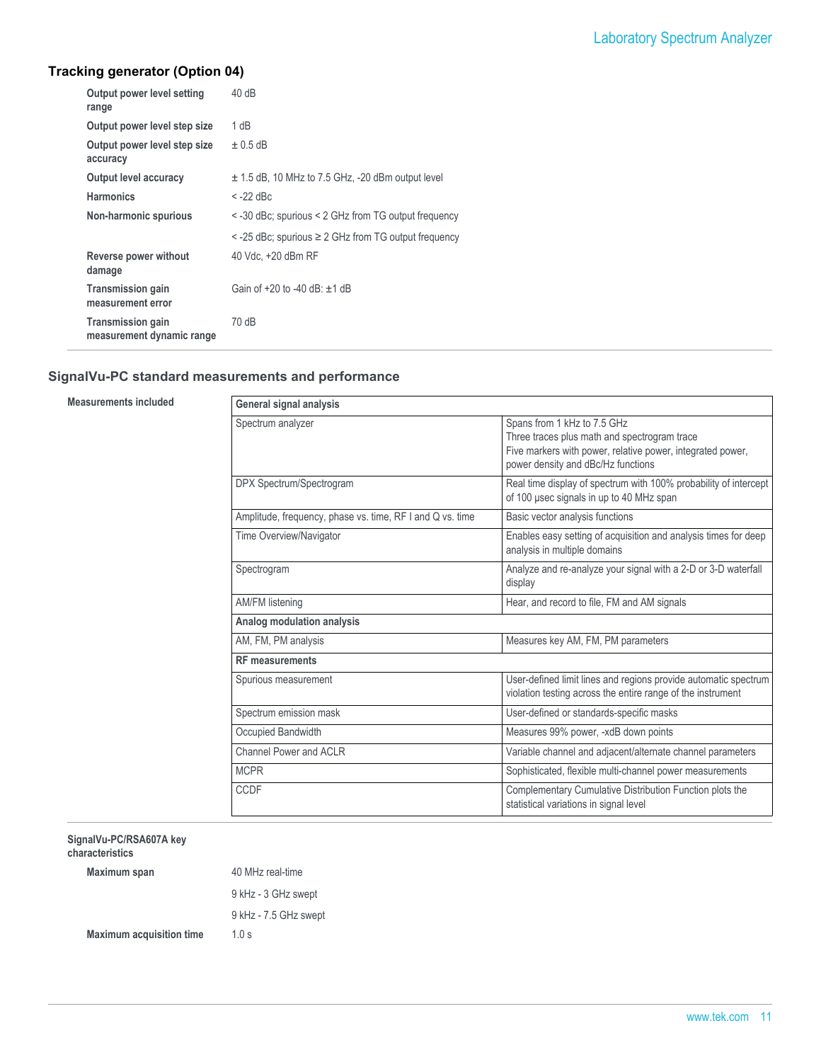## Tracking generator (Option 04)

| | |
|---|---|
| **Output power level setting range** | 40 dB |
| **Output power level step size** | 1 dB |
| **Output power level step size accuracy** | ± 0.5 dB |
| **Output level accuracy** | ± 1.5 dB, 10 MHz to 7.5 GHz, -20 dBm output level |
| **Harmonics** | < -22 dBc |
| **Non-harmonic spurious** | < -30 dBc; spurious < 2 GHz from TG output frequency |
| | < -25 dBc; spurious ≥ 2 GHz from TG output frequency |
| **Reverse power without damage** | 40 Vdc, +20 dBm RF |
| **Transmission gain measurement error** | Gain of +20 to -40 dB: ±1 dB |
| **Transmission gain measurement dynamic range** | 70 dB |

## SignalVu-PC standard measurements and performance

**Measurements included**

| **General signal analysis** | |
|---|---|
| Spectrum analyzer | Spans from 1 kHz to 7.5 GHz<br>Three traces plus math and spectrogram trace<br>Five markers with power, relative power, integrated power, power density and dBc/Hz functions |
| DPX Spectrum/Spectrogram | Real time display of spectrum with 100% probability of intercept of 100 μsec signals in up to 40 MHz span |
| Amplitude, frequency, phase vs. time, RF I and Q vs. time | Basic vector analysis functions |
| Time Overview/Navigator | Enables easy setting of acquisition and analysis times for deep analysis in multiple domains |
| Spectrogram | Analyze and re-analyze your signal with a 2-D or 3-D waterfall display |
| AM/FM listening | Hear, and record to file, FM and AM signals |
| **Analog modulation analysis** | |
| AM, FM, PM analysis | Measures key AM, FM, PM parameters |
| **RF measurements** | |
| Spurious measurement | User-defined limit lines and regions provide automatic spectrum violation testing across the entire range of the instrument |
| Spectrum emission mask | User-defined or standards-specific masks |
| Occupied Bandwidth | Measures 99% power, -xdB down points |
| Channel Power and ACLR | Variable channel and adjacent/alternate channel parameters |
| MCPR | Sophisticated, flexible multi-channel power measurements |
| CCDF | Complementary Cumulative Distribution Function plots the statistical variations in signal level |

**SignalVu-PC/RSA607A key characteristics**

| | |
|---|---|
| **Maximum span** | 40 MHz real-time |
| | 9 kHz - 3 GHz swept |
| | 9 kHz - 7.5 GHz swept |
| **Maximum acquisition time** | 1.0 s |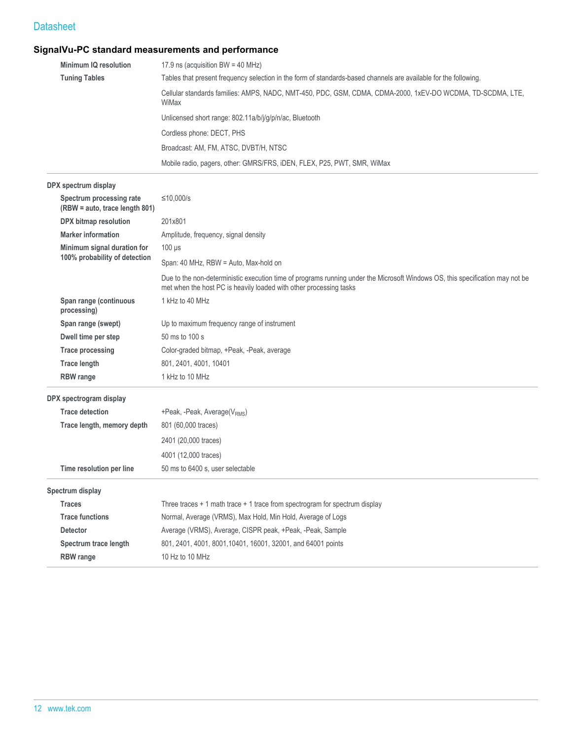## SignalVu-PC standard measurements and performance

| | |
|---|---|
| **Minimum IQ resolution** | 17.9 ns (acquisition BW = 40 MHz) |
| **Tuning Tables** | Tables that present frequency selection in the form of standards-based channels are available for the following. |
| | Cellular standards families: AMPS, NADC, NMT-450, PDC, GSM, CDMA, CDMA-2000, 1xEV-DO WCDMA, TD-SCDMA, LTE, WiMax |
| | Unlicensed short range: 802.11a/b/j/g/p/n/ac, Bluetooth |
| | Cordless phone: DECT, PHS |
| | Broadcast: AM, FM, ATSC, DVBT/H, NTSC |
| | Mobile radio, pagers, other: GMRS/FRS, iDEN, FLEX, P25, PWT, SMR, WiMax |

### DPX spectrum display

| | |
|---|---|
| **Spectrum processing rate (RBW = auto, trace length 801)** | ≤10,000/s |
| **DPX bitmap resolution** | 201x801 |
| **Marker information** | Amplitude, frequency, signal density |
| **Minimum signal duration for 100% probability of detection** | 100 μs |
| | Span: 40 MHz, RBW = Auto, Max-hold on |
| | Due to the non-deterministic execution time of programs running under the Microsoft Windows OS, this specification may not be met when the host PC is heavily loaded with other processing tasks |
| **Span range (continuous processing)** | 1 kHz to 40 MHz |
| **Span range (swept)** | Up to maximum frequency range of instrument |
| **Dwell time per step** | 50 ms to 100 s |
| **Trace processing** | Color-graded bitmap, +Peak, -Peak, average |
| **Trace length** | 801, 2401, 4001, 10401 |
| **RBW range** | 1 kHz to 10 MHz |

### DPX spectrogram display

| | |
|---|---|
| **Trace detection** | +Peak, -Peak, Average($V_{RMS}$) |
| **Trace length, memory depth** | 801 (60,000 traces) |
| | 2401 (20,000 traces) |
| | 4001 (12,000 traces) |
| **Time resolution per line** | 50 ms to 6400 s, user selectable |

### Spectrum display

| | |
|---|---|
| **Traces** | Three traces + 1 math trace + 1 trace from spectrogram for spectrum display |
| **Trace functions** | Normal, Average (VRMS), Max Hold, Min Hold, Average of Logs |
| **Detector** | Average (VRMS), Average, CISPR peak, +Peak, -Peak, Sample |
| **Spectrum trace length** | 801, 2401, 4001, 8001,10401, 16001, 32001, and 64001 points |
| **RBW range** | 10 Hz to 10 MHz |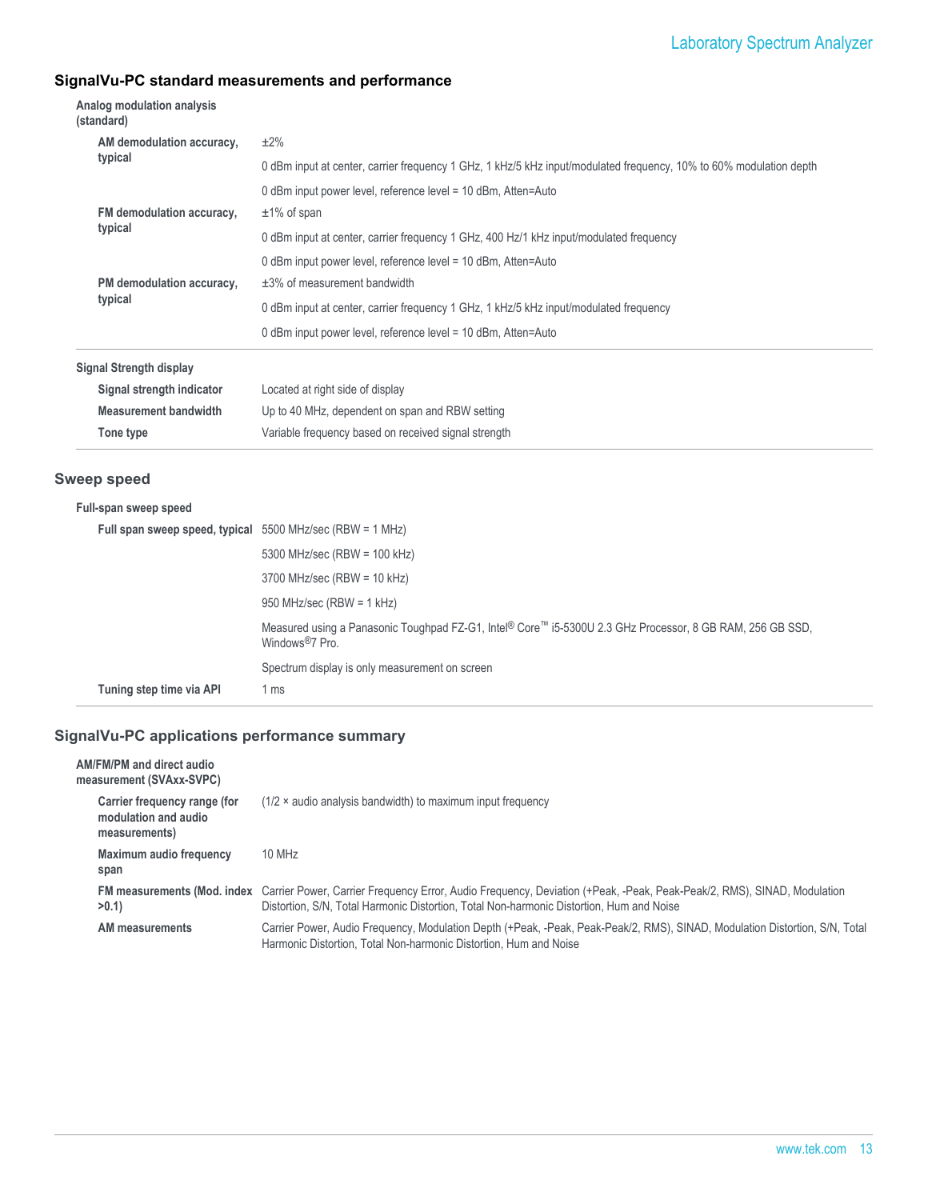## SignalVu-PC standard measurements and performance

| | |
|---|---|
| **Analog modulation analysis (standard)** | |
| **AM demodulation accuracy, typical** | ±2% |
| | 0 dBm input at center, carrier frequency 1 GHz, 1 kHz/5 kHz input/modulated frequency, 10% to 60% modulation depth |
| | 0 dBm input power level, reference level = 10 dBm, Atten=Auto |
| **FM demodulation accuracy, typical** | ±1% of span |
| | 0 dBm input at center, carrier frequency 1 GHz, 400 Hz/1 kHz input/modulated frequency |
| | 0 dBm input power level, reference level = 10 dBm, Atten=Auto |
| **PM demodulation accuracy, typical** | ±3% of measurement bandwidth |
| | 0 dBm input at center, carrier frequency 1 GHz, 1 kHz/5 kHz input/modulated frequency |
| | 0 dBm input power level, reference level = 10 dBm, Atten=Auto |

| | |
|---|---|
| **Signal Strength display** | |
| **Signal strength indicator** | Located at right side of display |
| **Measurement bandwidth** | Up to 40 MHz, dependent on span and RBW setting |
| **Tone type** | Variable frequency based on received signal strength |

## Sweep speed

| | |
|---|---|
| **Full-span sweep speed** | |
| **Full span sweep speed, typical** | 5500 MHz/sec (RBW = 1 MHz) |
| | 5300 MHz/sec (RBW = 100 kHz) |
| | 3700 MHz/sec (RBW = 10 kHz) |
| | 950 MHz/sec (RBW = 1 kHz) |
| | Measured using a Panasonic Toughpad FZ-G1, Intel® Core™ i5-5300U 2.3 GHz Processor, 8 GB RAM, 256 GB SSD, Windows®7 Pro. |
| | Spectrum display is only measurement on screen |
| **Tuning step time via API** | 1 ms |

## SignalVu-PC applications performance summary

| | |
|---|---|
| **AM/FM/PM and direct audio measurement (SVAxx-SVPC)** | |
| **Carrier frequency range (for modulation and audio measurements)** | (1/2 × audio analysis bandwidth) to maximum input frequency |
| **Maximum audio frequency span** | 10 MHz |
| **FM measurements (Mod. index >0.1)** | Carrier Power, Carrier Frequency Error, Audio Frequency, Deviation (+Peak, -Peak, Peak-Peak/2, RMS), SINAD, Modulation Distortion, S/N, Total Harmonic Distortion, Total Non-harmonic Distortion, Hum and Noise |
| **AM measurements** | Carrier Power, Audio Frequency, Modulation Depth (+Peak, -Peak, Peak-Peak/2, RMS), SINAD, Modulation Distortion, S/N, Total Harmonic Distortion, Total Non-harmonic Distortion, Hum and Noise |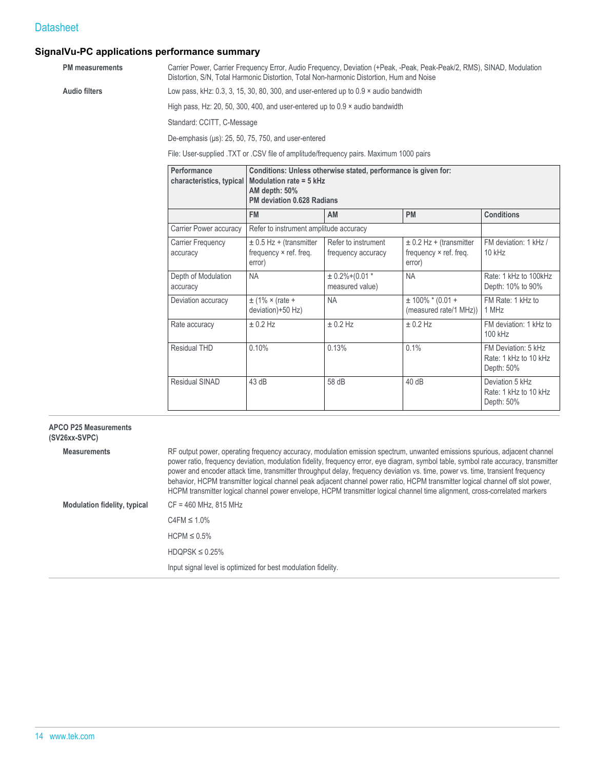## SignalVu-PC applications performance summary

**PM measurements**

Carrier Power, Carrier Frequency Error, Audio Frequency, Deviation (+Peak, -Peak, Peak-Peak/2, RMS), SINAD, Modulation Distortion, S/N, Total Harmonic Distortion, Total Non-harmonic Distortion, Hum and Noise

**Audio filters**

Low pass, kHz: 0.3, 3, 15, 30, 80, 300, and user-entered up to 0.9 × audio bandwidth

High pass, Hz: 20, 50, 300, 400, and user-entered up to 0.9 × audio bandwidth

Standard: CCITT, C-Message

De-emphasis (µs): 25, 50, 75, 750, and user-entered

File: User-supplied .TXT or .CSV file of amplitude/frequency pairs. Maximum 1000 pairs

| **Performance characteristics, typical** | **Conditions: Unless otherwise stated, performance is given for: Modulation rate = 5 kHz AM depth: 50% PM deviation 0.628 Radians** | | | |
|---|---|---|---|---|
| | **FM** | **AM** | **PM** | **Conditions** |
| Carrier Power accuracy | Refer to instrument amplitude accuracy | | | |
| Carrier Frequency accuracy | ± 0.5 Hz + (transmitter frequency × ref. freq. error) | Refer to instrument frequency accuracy | ± 0.2 Hz + (transmitter frequency × ref. freq. error) | FM deviation: 1 kHz / 10 kHz |
| Depth of Modulation accuracy | NA | ± 0.2%+(0.01 * measured value) | NA | Rate: 1 kHz to 100kHz Depth: 10% to 90% |
| Deviation accuracy | ± (1% × (rate + deviation)+50 Hz) | NA | ± 100% * (0.01 + (measured rate/1 MHz)) | FM Rate: 1 kHz to 1 MHz |
| Rate accuracy | ± 0.2 Hz | ± 0.2 Hz | ± 0.2 Hz | FM deviation: 1 kHz to 100 kHz |
| Residual THD | 0.10% | 0.13% | 0.1% | FM Deviation: 5 kHz Rate: 1 kHz to 10 kHz Depth: 50% |
| Residual SINAD | 43 dB | 58 dB | 40 dB | Deviation 5 kHz Rate: 1 kHz to 10 kHz Depth: 50% |

**APCO P25 Measurements (SV26xx-SVPC)**

**Measurements**

RF output power, operating frequency accuracy, modulation emission spectrum, unwanted emissions spurious, adjacent channel power ratio, frequency deviation, modulation fidelity, frequency error, eye diagram, symbol table, symbol rate accuracy, transmitter power and encoder attack time, transmitter throughput delay, frequency deviation vs. time, power vs. time, transient frequency behavior, HCPM transmitter logical channel peak adjacent channel power ratio, HCPM transmitter logical channel off slot power, HCPM transmitter logical channel power envelope, HCPM transmitter logical channel time alignment, cross-correlated markers

**Modulation fidelity, typical**

CF = 460 MHz, 815 MHz

C4FM ≤ 1.0%

HCPM ≤ 0.5%

HDQPSK ≤ 0.25%

Input signal level is optimized for best modulation fidelity.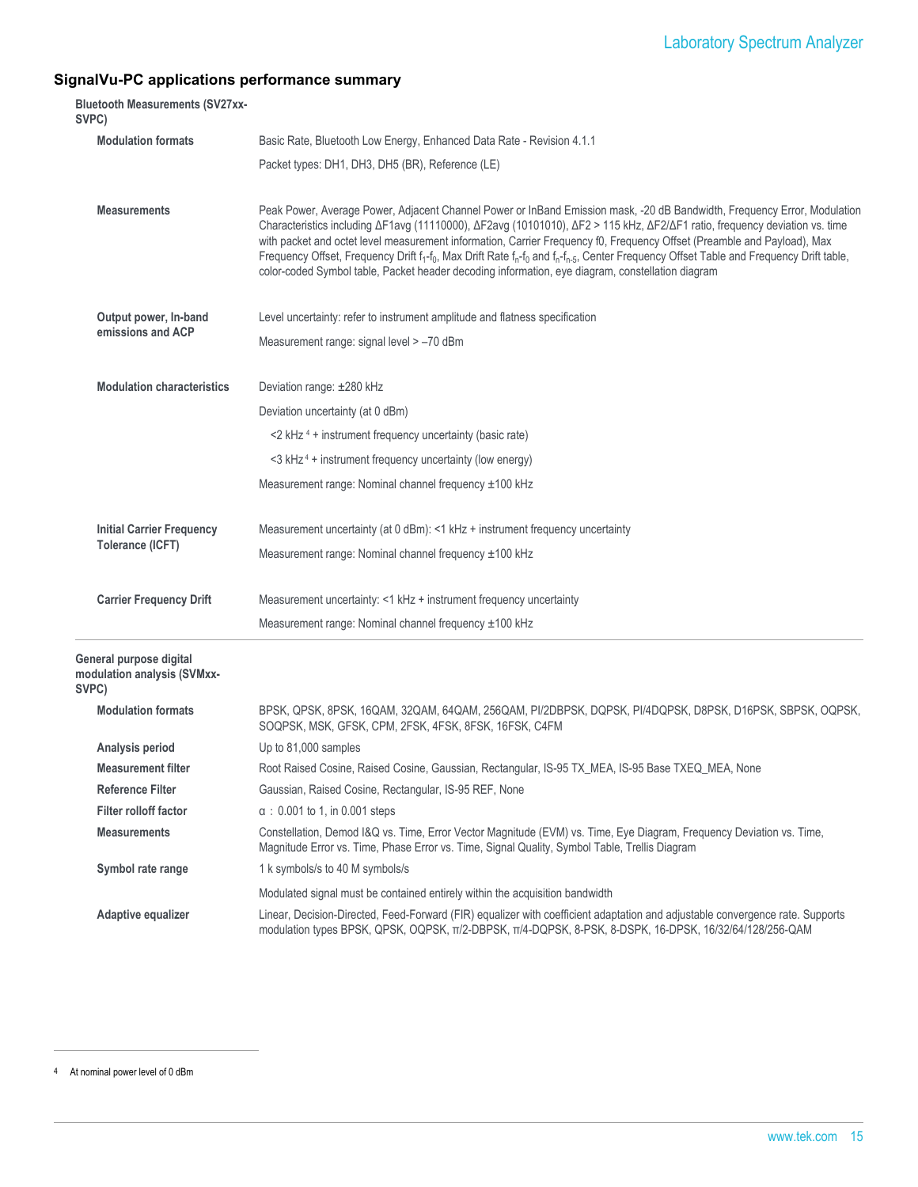## SignalVu-PC applications performance summary

**Bluetooth Measurements (SV27xx-SVPC)**

| | |
|---|---|
| **Modulation formats** | Basic Rate, Bluetooth Low Energy, Enhanced Data Rate - Revision 4.1.1 |
| | Packet types: DH1, DH3, DH5 (BR), Reference (LE) |
| **Measurements** | Peak Power, Average Power, Adjacent Channel Power or InBand Emission mask, -20 dB Bandwidth, Frequency Error, Modulation Characteristics including ΔF1avg (11110000), ΔF2avg (10101010), ΔF2 > 115 kHz, ΔF2/ΔF1 ratio, frequency deviation vs. time with packet and octet level measurement information, Carrier Frequency f0, Frequency Offset (Preamble and Payload), Max Frequency Offset, Frequency Drift $f_1$-$f_0$, Max Drift Rate $f_n$-$f_0$ and $f_n$-$f_{n-5}$, Center Frequency Offset Table and Frequency Drift table, color-coded Symbol table, Packet header decoding information, eye diagram, constellation diagram |
| **Output power, In-band emissions and ACP** | Level uncertainty: refer to instrument amplitude and flatness specification |
| | Measurement range: signal level > –70 dBm |
| **Modulation characteristics** | Deviation range: ±280 kHz |
| | Deviation uncertainty (at 0 dBm) |
| | <2 kHz [4] + instrument frequency uncertainty (basic rate) |
| | <3 kHz [4] + instrument frequency uncertainty (low energy) |
| | Measurement range: Nominal channel frequency ±100 kHz |
| **Initial Carrier Frequency Tolerance (ICFT)** | Measurement uncertainty (at 0 dBm): <1 kHz + instrument frequency uncertainty |
| | Measurement range: Nominal channel frequency ±100 kHz |
| **Carrier Frequency Drift** | Measurement uncertainty: <1 kHz + instrument frequency uncertainty |
| | Measurement range: Nominal channel frequency ±100 kHz |

**General purpose digital modulation analysis (SVMxx-SVPC)**

| | |
|---|---|
| **Modulation formats** | BPSK, QPSK, 8PSK, 16QAM, 32QAM, 64QAM, 256QAM, PI/2DBPSK, DQPSK, PI/4DQPSK, D8PSK, D16PSK, SBPSK, OQPSK, SOQPSK, MSK, GFSK, CPM, 2FSK, 4FSK, 8FSK, 16FSK, C4FM |
| **Analysis period** | Up to 81,000 samples |
| **Measurement filter** | Root Raised Cosine, Raised Cosine, Gaussian, Rectangular, IS-95 TX_MEA, IS-95 Base TXEQ_MEA, None |
| **Reference Filter** | Gaussian, Raised Cosine, Rectangular, IS-95 REF, None |
| **Filter rolloff factor** | α : 0.001 to 1, in 0.001 steps |
| **Measurements** | Constellation, Demod I&Q vs. Time, Error Vector Magnitude (EVM) vs. Time, Eye Diagram, Frequency Deviation vs. Time, Magnitude Error vs. Time, Phase Error vs. Time, Signal Quality, Symbol Table, Trellis Diagram |
| **Symbol rate range** | 1 k symbols/s to 40 M symbols/s |
| | Modulated signal must be contained entirely within the acquisition bandwidth |
| **Adaptive equalizer** | Linear, Decision-Directed, Feed-Forward (FIR) equalizer with coefficient adaptation and adjustable convergence rate. Supports modulation types BPSK, QPSK, OQPSK, π/2-DBPSK, π/4-DQPSK, 8-PSK, 8-DSPK, 16-DPSK, 16/32/64/128/256-QAM |

[4] At nominal power level of 0 dBm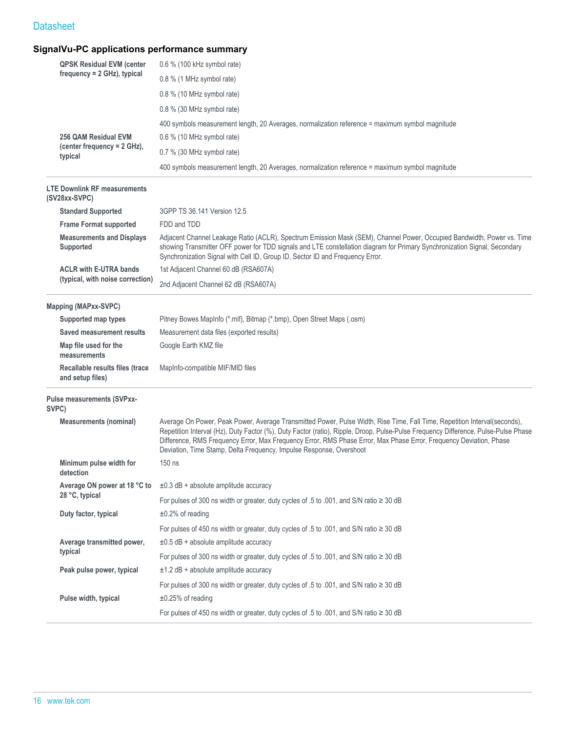## SignalVu-PC applications performance summary

| | |
|---|---|
| **QPSK Residual EVM (center frequency = 2 GHz), typical** | 0.6 % (100 kHz symbol rate) |
| | 0.8 % (1 MHz symbol rate) |
| | 0.8 % (10 MHz symbol rate) |
| | 0.8 % (30 MHz symbol rate) |
| | 400 symbols measurement length, 20 Averages, normalization reference = maximum symbol magnitude |
| **256 QAM Residual EVM (center frequency = 2 GHz), typical** | 0.6 % (10 MHz symbol rate) |
| | 0.7 % (30 MHz symbol rate) |
| | 400 symbols measurement length, 20 Averages, normalization reference = maximum symbol magnitude |

**LTE Downlink RF measurements (SV28xx-SVPC)**

| | |
|---|---|
| **Standard Supported** | 3GPP TS 36.141 Version 12.5 |
| **Frame Format supported** | FDD and TDD |
| **Measurements and Displays Supported** | Adjacent Channel Leakage Ratio (ACLR), Spectrum Emission Mask (SEM), Channel Power, Occupied Bandwidth, Power vs. Time showing Transmitter OFF power for TDD signals and LTE constellation diagram for Primary Synchronization Signal, Secondary Synchronization Signal with Cell ID, Group ID, Sector ID and Frequency Error. |
| **ACLR with E-UTRA bands (typical, with noise correction)** | 1st Adjacent Channel 60 dB (RSA607A) |
| | 2nd Adjacent Channel 62 dB (RSA607A) |

**Mapping (MAPxx-SVPC)**

| | |
|---|---|
| **Supported map types** | Pitney Bowes MapInfo (*.mif), Bitmap (*.bmp), Open Street Maps (.osm) |
| **Saved measurement results** | Measurement data files (exported results) |
| **Map file used for the measurements** | Google Earth KMZ file |
| **Recallable results files (trace and setup files)** | MapInfo-compatible MIF/MID files |

**Pulse measurements (SVPxx-SVPC)**

| | |
|---|---|
| **Measurements (nominal)** | Average On Power, Peak Power, Average Transmitted Power, Pulse Width, Rise Time, Fall Time, Repetition Interval(seconds), Repetition Interval (Hz), Duty Factor (%), Duty Factor (ratio), Ripple, Droop, Pulse-Pulse Frequency Difference, Pulse-Pulse Phase Difference, RMS Frequency Error, Max Frequency Error, RMS Phase Error, Max Phase Error, Frequency Deviation, Phase Deviation, Time Stamp, Delta Frequency, Impulse Response, Overshoot |
| **Minimum pulse width for detection** | 150 ns |
| **Average ON power at 18 °C to 28 °C, typical** | ±0.3 dB + absolute amplitude accuracy |
| | For pulses of 300 ns width or greater, duty cycles of .5 to .001, and S/N ratio ≥ 30 dB |
| **Duty factor, typical** | ±0.2% of reading |
| | For pulses of 450 ns width or greater, duty cycles of .5 to .001, and S/N ratio ≥ 30 dB |
| **Average transmitted power, typical** | ±0.5 dB + absolute amplitude accuracy |
| | For pulses of 300 ns width or greater, duty cycles of .5 to .001, and S/N ratio ≥ 30 dB |
| **Peak pulse power, typical** | ±1.2 dB + absolute amplitude accuracy |
| | For pulses of 300 ns width or greater, duty cycles of .5 to .001, and S/N ratio ≥ 30 dB |
| **Pulse width, typical** | ±0.25% of reading |
| | For pulses of 450 ns width or greater, duty cycles of .5 to .001, and S/N ratio ≥ 30 dB |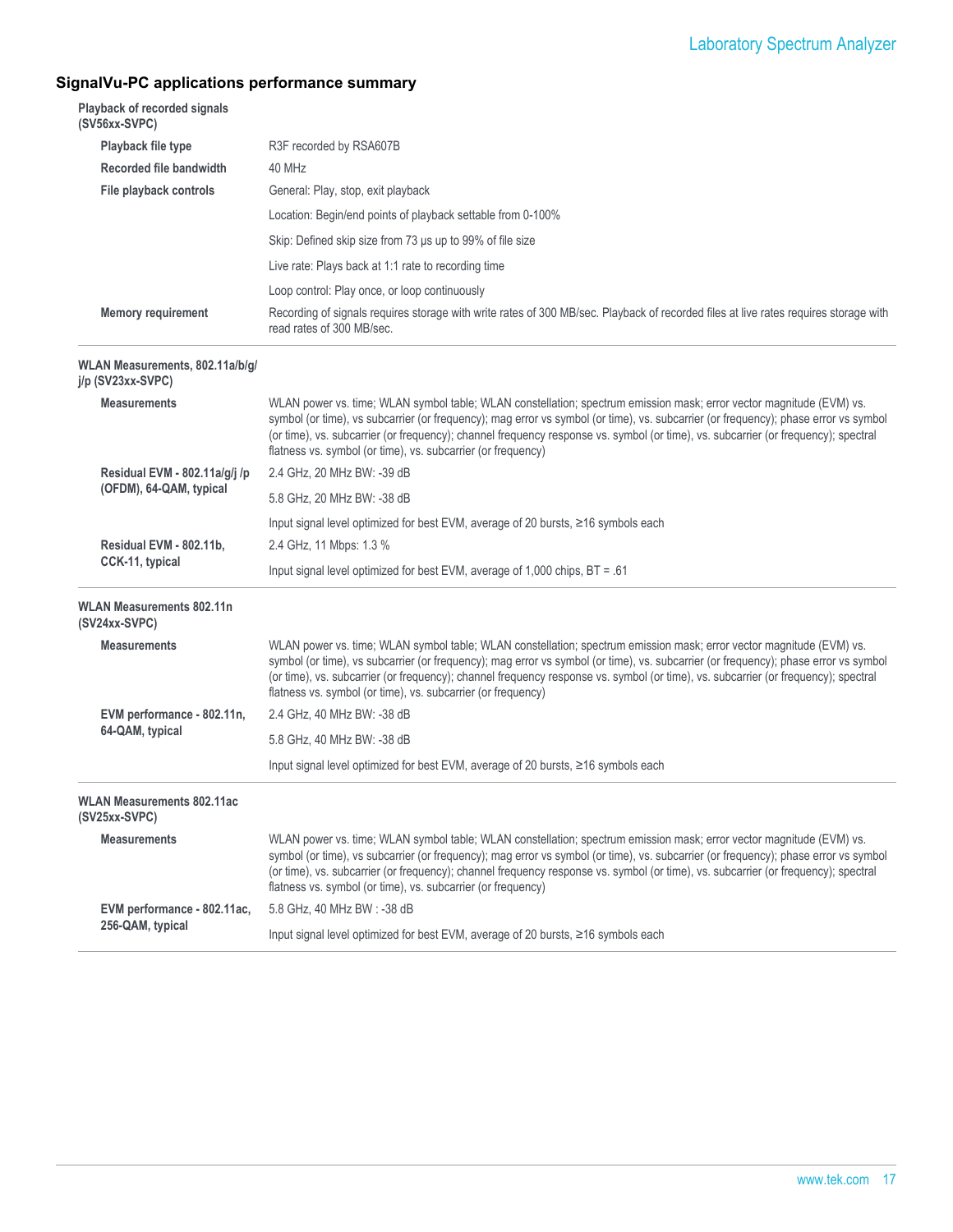## SignalVu-PC applications performance summary

### Playback of recorded signals (SV56xx-SVPC)

| | |
|---|---|
| **Playback file type** | R3F recorded by RSA607B |
| **Recorded file bandwidth** | 40 MHz |
| **File playback controls** | General: Play, stop, exit playback |
| | Location: Begin/end points of playback settable from 0-100% |
| | Skip: Defined skip size from 73 µs up to 99% of file size |
| | Live rate: Plays back at 1:1 rate to recording time |
| | Loop control: Play once, or loop continuously |
| **Memory requirement** | Recording of signals requires storage with write rates of 300 MB/sec. Playback of recorded files at live rates requires storage with read rates of 300 MB/sec. |

### WLAN Measurements, 802.11a/b/g/j/p (SV23xx-SVPC)

| | |
|---|---|
| **Measurements** | WLAN power vs. time; WLAN symbol table; WLAN constellation; spectrum emission mask; error vector magnitude (EVM) vs. symbol (or time), vs subcarrier (or frequency); mag error vs symbol (or time), vs. subcarrier (or frequency); phase error vs symbol (or time), vs. subcarrier (or frequency); channel frequency response vs. symbol (or time), vs. subcarrier (or frequency); spectral flatness vs. symbol (or time), vs. subcarrier (or frequency) |
| **Residual EVM - 802.11a/g/j /p (OFDM), 64-QAM, typical** | 2.4 GHz, 20 MHz BW: -39 dB |
| | 5.8 GHz, 20 MHz BW: -38 dB |
| | Input signal level optimized for best EVM, average of 20 bursts, ≥16 symbols each |
| **Residual EVM - 802.11b, CCK-11, typical** | 2.4 GHz, 11 Mbps: 1.3 % |
| | Input signal level optimized for best EVM, average of 1,000 chips, BT = .61 |

### WLAN Measurements 802.11n (SV24xx-SVPC)

| | |
|---|---|
| **Measurements** | WLAN power vs. time; WLAN symbol table; WLAN constellation; spectrum emission mask; error vector magnitude (EVM) vs. symbol (or time), vs subcarrier (or frequency); mag error vs symbol (or time), vs. subcarrier (or frequency); phase error vs symbol (or time), vs. subcarrier (or frequency); channel frequency response vs. symbol (or time), vs. subcarrier (or frequency); spectral flatness vs. symbol (or time), vs. subcarrier (or frequency) |
| **EVM performance - 802.11n, 64-QAM, typical** | 2.4 GHz, 40 MHz BW: -38 dB |
| | 5.8 GHz, 40 MHz BW: -38 dB |
| | Input signal level optimized for best EVM, average of 20 bursts, ≥16 symbols each |

### WLAN Measurements 802.11ac (SV25xx-SVPC)

| | |
|---|---|
| **Measurements** | WLAN power vs. time; WLAN symbol table; WLAN constellation; spectrum emission mask; error vector magnitude (EVM) vs. symbol (or time), vs subcarrier (or frequency); mag error vs symbol (or time), vs. subcarrier (or frequency); phase error vs symbol (or time), vs. subcarrier (or frequency); channel frequency response vs. symbol (or time), vs. subcarrier (or frequency); spectral flatness vs. symbol (or time), vs. subcarrier (or frequency) |
| **EVM performance - 802.11ac, 256-QAM, typical** | 5.8 GHz, 40 MHz BW : -38 dB |
| | Input signal level optimized for best EVM, average of 20 bursts, ≥16 symbols each |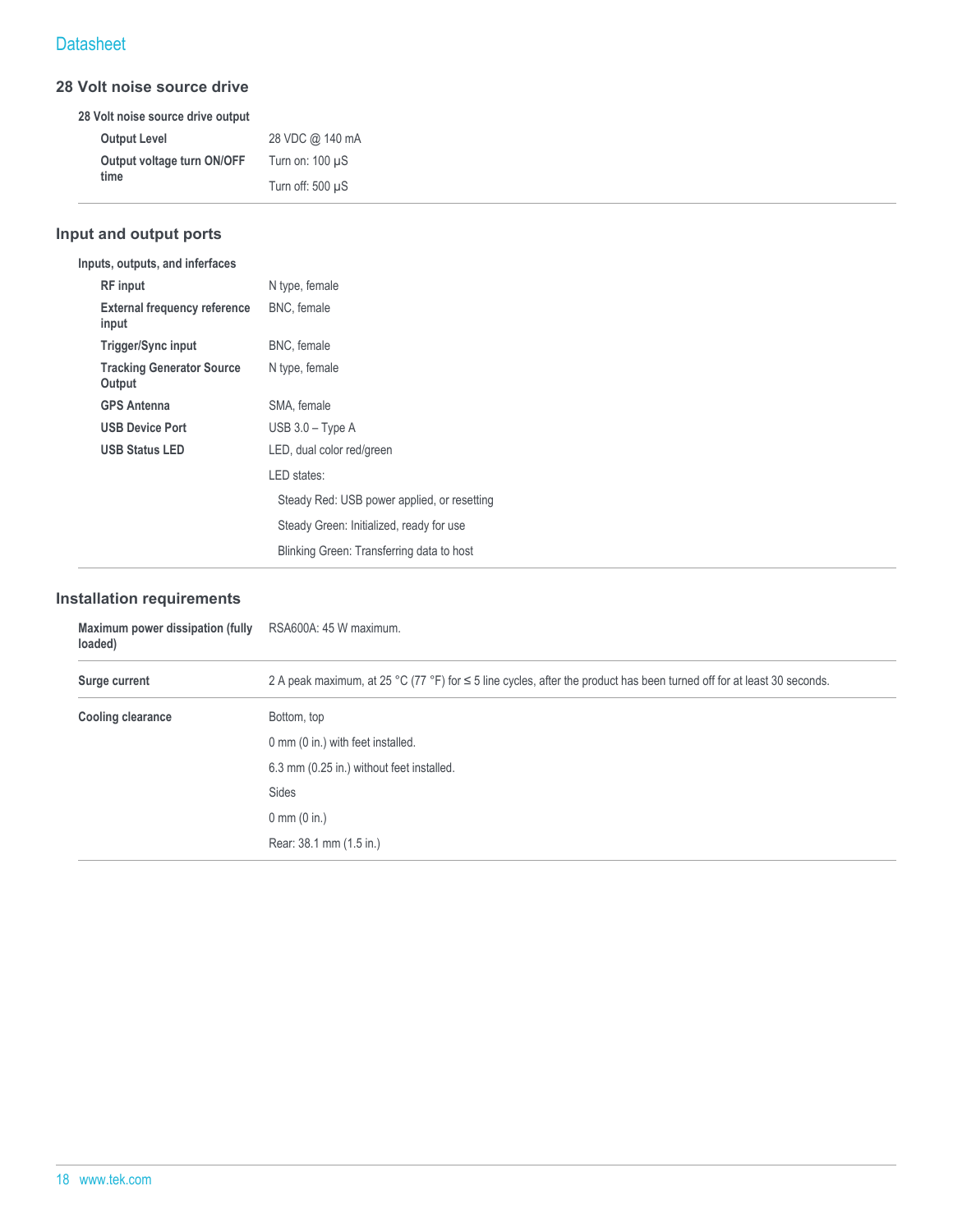## 28 Volt noise source drive

**28 Volt noise source drive output**

| | |
|---|---|
| **Output Level** | 28 VDC @ 140 mA |
| **Output voltage turn ON/OFF time** | Turn on: 100 µS<br>Turn off: 500 µS |

## Input and output ports

**Inputs, outputs, and inferfaces**

| | |
|---|---|
| **RF input** | N type, female |
| **External frequency reference input** | BNC, female |
| **Trigger/Sync input** | BNC, female |
| **Tracking Generator Source Output** | N type, female |
| **GPS Antenna** | SMA, female |
| **USB Device Port** | USB 3.0 – Type A |
| **USB Status LED** | LED, dual color red/green<br>LED states:<br>Steady Red: USB power applied, or resetting<br>Steady Green: Initialized, ready for use<br>Blinking Green: Transferring data to host |

## Installation requirements

| | |
|---|---|
| **Maximum power dissipation (fully loaded)** | RSA600A: 45 W maximum. |
| **Surge current** | 2 A peak maximum, at 25 °C (77 °F) for ≤ 5 line cycles, after the product has been turned off for at least 30 seconds. |
| **Cooling clearance** | Bottom, top<br>0 mm (0 in.) with feet installed.<br>6.3 mm (0.25 in.) without feet installed.<br>Sides<br>0 mm (0 in.)<br>Rear: 38.1 mm (1.5 in.) |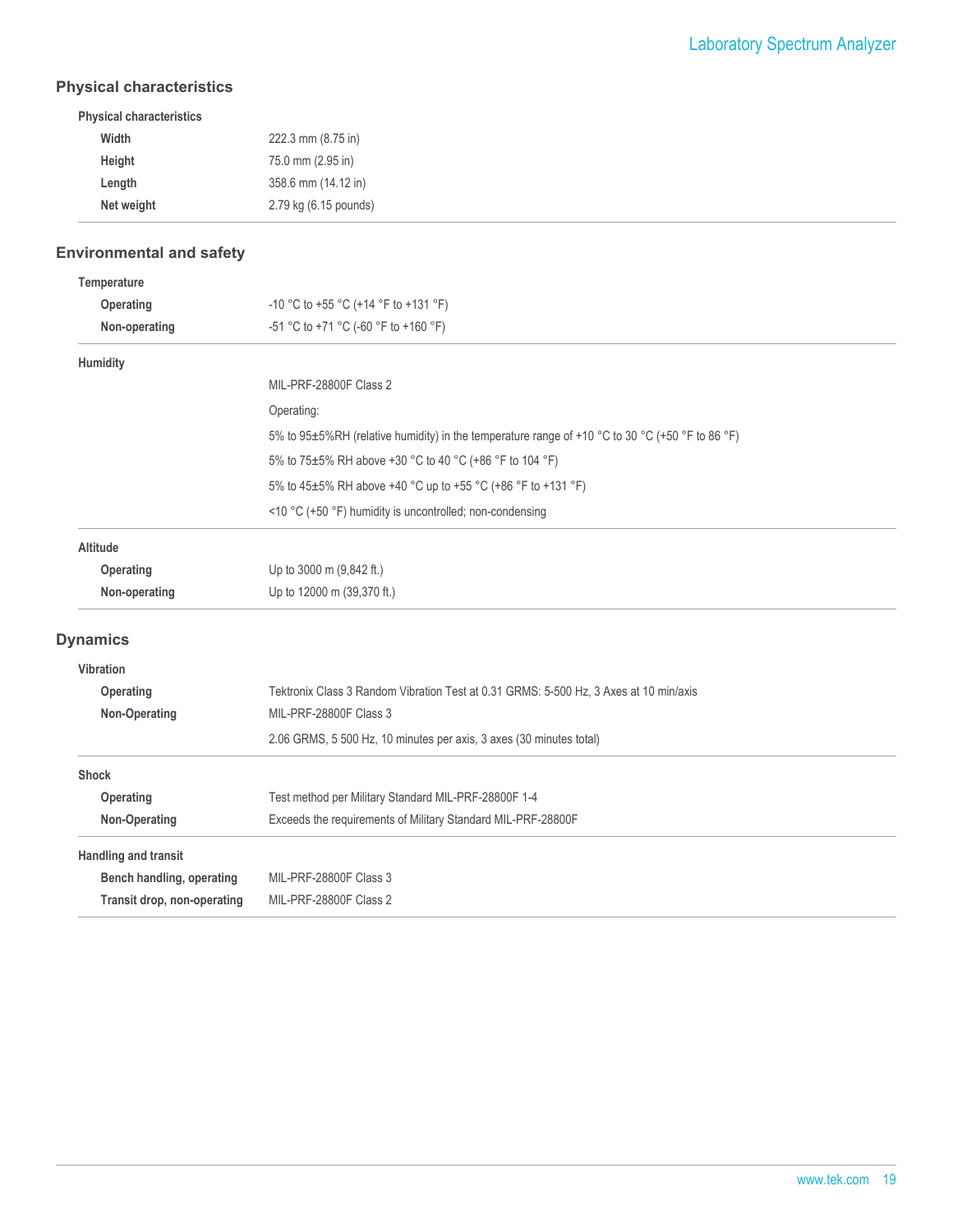## Physical characteristics

| Physical characteristics | |
|---|---|
| Width | 222.3 mm (8.75 in) |
| Height | 75.0 mm (2.95 in) |
| Length | 358.6 mm (14.12 in) |
| Net weight | 2.79 kg (6.15 pounds) |

## Environmental and safety

| Temperature | |
|---|---|
| Operating | -10 °C to +55 °C (+14 °F to +131 °F) |
| Non-operating | -51 °C to +71 °C (-60 °F to +160 °F) |

| Humidity | |
|---|---|
| | MIL-PRF-28800F Class 2 |
| | Operating: |
| | 5% to 95±5%RH (relative humidity) in the temperature range of +10 °C to 30 °C (+50 °F to 86 °F) |
| | 5% to 75±5% RH above +30 °C to 40 °C (+86 °F to 104 °F) |
| | 5% to 45±5% RH above +40 °C up to +55 °C (+86 °F to +131 °F) |
| | <10 °C (+50 °F) humidity is uncontrolled; non-condensing |

| Altitude | |
|---|---|
| Operating | Up to 3000 m (9,842 ft.) |
| Non-operating | Up to 12000 m (39,370 ft.) |

## Dynamics

| Vibration | |
|---|---|
| Operating | Tektronix Class 3 Random Vibration Test at 0.31 GRMS: 5-500 Hz, 3 Axes at 10 min/axis |
| Non-Operating | MIL-PRF-28800F Class 3 |
| | 2.06 GRMS, 5 500 Hz, 10 minutes per axis, 3 axes (30 minutes total) |

| Shock | |
|---|---|
| Operating | Test method per Military Standard MIL-PRF-28800F 1-4 |
| Non-Operating | Exceeds the requirements of Military Standard MIL-PRF-28800F |

| Handling and transit | |
|---|---|
| Bench handling, operating | MIL-PRF-28800F Class 3 |
| Transit drop, non-operating | MIL-PRF-28800F Class 2 |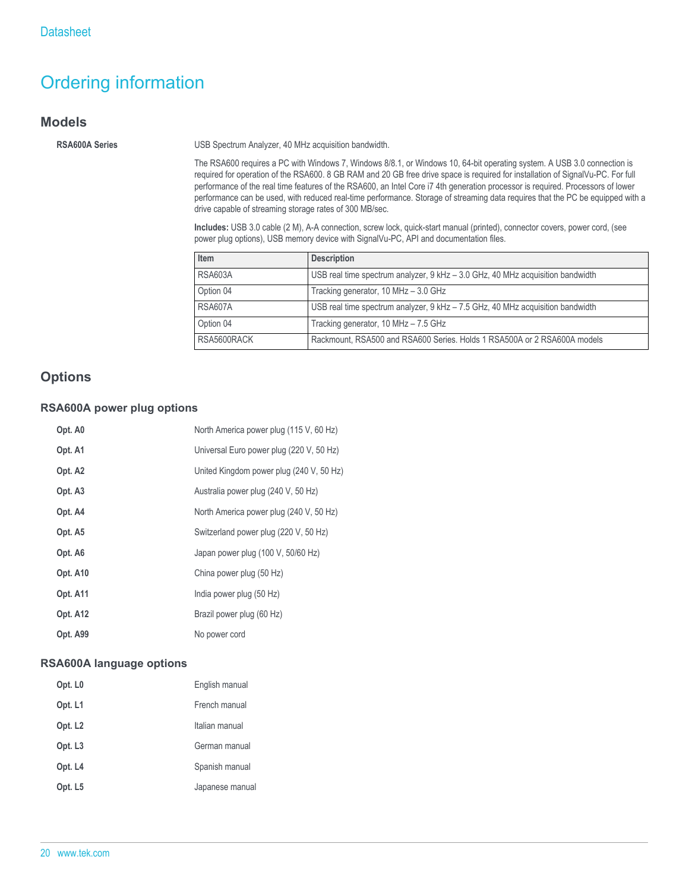# Ordering information

## Models

**RSA600A Series**

USB Spectrum Analyzer, 40 MHz acquisition bandwidth.

The RSA600 requires a PC with Windows 7, Windows 8/8.1, or Windows 10, 64-bit operating system. A USB 3.0 connection is required for operation of the RSA600. 8 GB RAM and 20 GB free drive space is required for installation of SignalVu-PC. For full performance of the real time features of the RSA600, an Intel Core i7 4th generation processor is required. Processors of lower performance can be used, with reduced real-time performance. Storage of streaming data requires that the PC be equipped with a drive capable of streaming storage rates of 300 MB/sec.

**Includes:** USB 3.0 cable (2 M), A-A connection, screw lock, quick-start manual (printed), connector covers, power cord, (see power plug options), USB memory device with SignalVu-PC, API and documentation files.

| Item | Description |
|---|---|
| RSA603A | USB real time spectrum analyzer, 9 kHz – 3.0 GHz, 40 MHz acquisition bandwidth |
| Option 04 | Tracking generator, 10 MHz – 3.0 GHz |
| RSA607A | USB real time spectrum analyzer, 9 kHz – 7.5 GHz, 40 MHz acquisition bandwidth |
| Option 04 | Tracking generator, 10 MHz – 7.5 GHz |
| RSA5600RACK | Rackmount, RSA500 and RSA600 Series. Holds 1 RSA500A or 2 RSA600A models |

## Options

### RSA600A power plug options

| | |
|---|---|
| **Opt. A0** | North America power plug (115 V, 60 Hz) |
| **Opt. A1** | Universal Euro power plug (220 V, 50 Hz) |
| **Opt. A2** | United Kingdom power plug (240 V, 50 Hz) |
| **Opt. A3** | Australia power plug (240 V, 50 Hz) |
| **Opt. A4** | North America power plug (240 V, 50 Hz) |
| **Opt. A5** | Switzerland power plug (220 V, 50 Hz) |
| **Opt. A6** | Japan power plug (100 V, 50/60 Hz) |
| **Opt. A10** | China power plug (50 Hz) |
| **Opt. A11** | India power plug (50 Hz) |
| **Opt. A12** | Brazil power plug (60 Hz) |
| **Opt. A99** | No power cord |

### RSA600A language options

| | |
|---|---|
| **Opt. L0** | English manual |
| **Opt. L1** | French manual |
| **Opt. L2** | Italian manual |
| **Opt. L3** | German manual |
| **Opt. L4** | Spanish manual |
| **Opt. L5** | Japanese manual |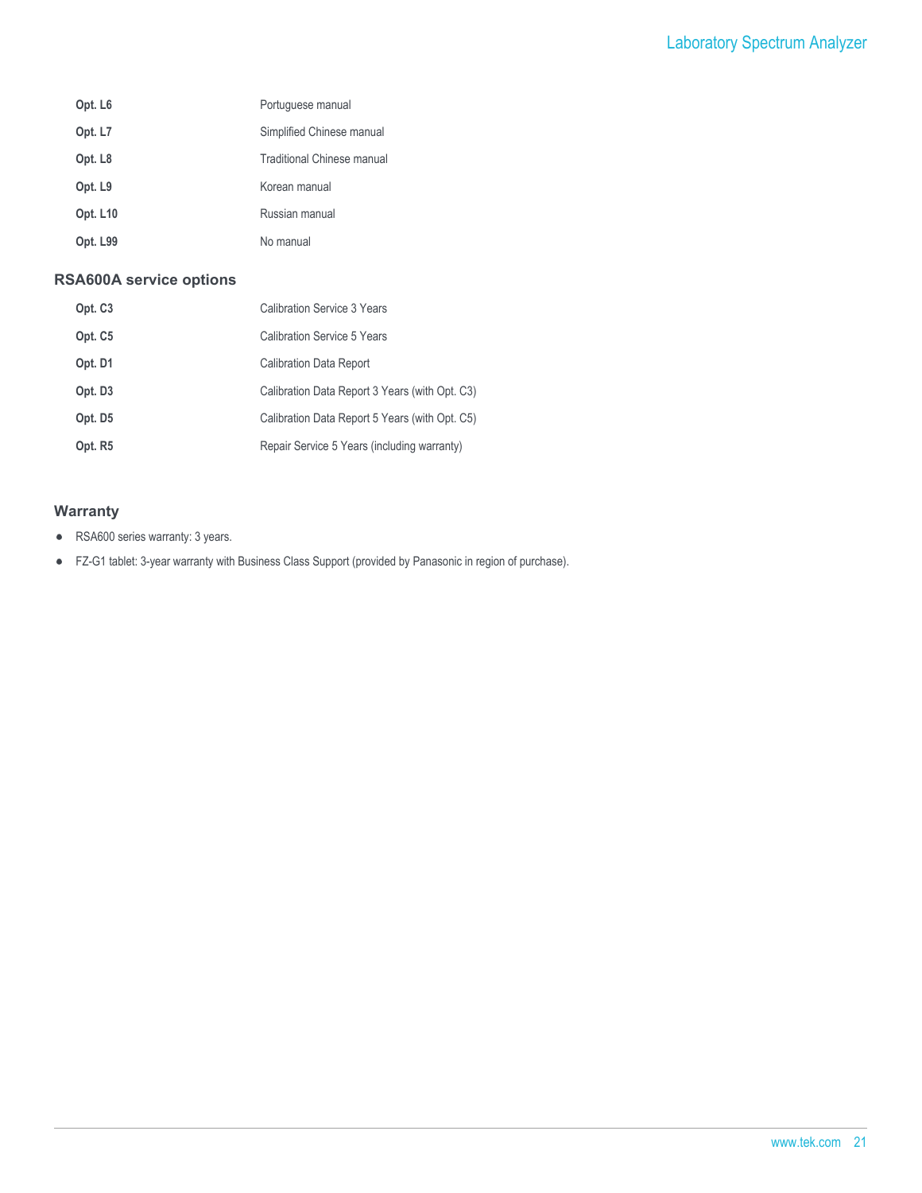| | |
|---|---|
| **Opt. L6** | Portuguese manual |
| **Opt. L7** | Simplified Chinese manual |
| **Opt. L8** | Traditional Chinese manual |
| **Opt. L9** | Korean manual |
| **Opt. L10** | Russian manual |
| **Opt. L99** | No manual |

### RSA600A service options

| | |
|---|---|
| **Opt. C3** | Calibration Service 3 Years |
| **Opt. C5** | Calibration Service 5 Years |
| **Opt. D1** | Calibration Data Report |
| **Opt. D3** | Calibration Data Report 3 Years (with Opt. C3) |
| **Opt. D5** | Calibration Data Report 5 Years (with Opt. C5) |
| **Opt. R5** | Repair Service 5 Years (including warranty) |

### Warranty

- RSA600 series warranty: 3 years.
- FZ-G1 tablet: 3-year warranty with Business Class Support (provided by Panasonic in region of purchase).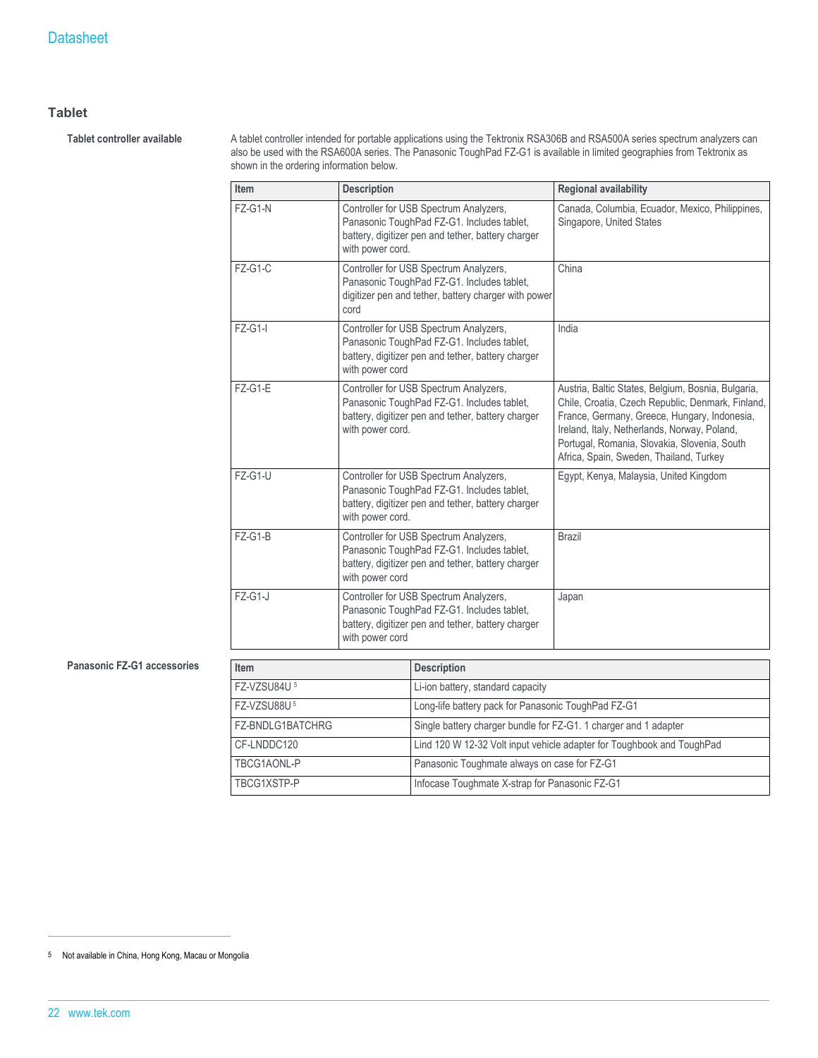## Tablet

**Tablet controller available**

A tablet controller intended for portable applications using the Tektronix RSA306B and RSA500A series spectrum analyzers can also be used with the RSA600A series. The Panasonic ToughPad FZ-G1 is available in limited geographies from Tektronix as shown in the ordering information below.

| Item | Description | Regional availability |
|---|---|---|
| FZ-G1-N | Controller for USB Spectrum Analyzers, Panasonic ToughPad FZ-G1. Includes tablet, battery, digitizer pen and tether, battery charger with power cord. | Canada, Columbia, Ecuador, Mexico, Philippines, Singapore, United States |
| FZ-G1-C | Controller for USB Spectrum Analyzers, Panasonic ToughPad FZ-G1. Includes tablet, digitizer pen and tether, battery charger with power cord | China |
| FZ-G1-I | Controller for USB Spectrum Analyzers, Panasonic ToughPad FZ-G1. Includes tablet, battery, digitizer pen and tether, battery charger with power cord | India |
| FZ-G1-E | Controller for USB Spectrum Analyzers, Panasonic ToughPad FZ-G1. Includes tablet, battery, digitizer pen and tether, battery charger with power cord. | Austria, Baltic States, Belgium, Bosnia, Bulgaria, Chile, Croatia, Czech Republic, Denmark, Finland, France, Germany, Greece, Hungary, Indonesia, Ireland, Italy, Netherlands, Norway, Poland, Portugal, Romania, Slovakia, Slovenia, South Africa, Spain, Sweden, Thailand, Turkey |
| FZ-G1-U | Controller for USB Spectrum Analyzers, Panasonic ToughPad FZ-G1. Includes tablet, battery, digitizer pen and tether, battery charger with power cord. | Egypt, Kenya, Malaysia, United Kingdom |
| FZ-G1-B | Controller for USB Spectrum Analyzers, Panasonic ToughPad FZ-G1. Includes tablet, battery, digitizer pen and tether, battery charger with power cord | Brazil |
| FZ-G1-J | Controller for USB Spectrum Analyzers, Panasonic ToughPad FZ-G1. Includes tablet, battery, digitizer pen and tether, battery charger with power cord | Japan |

**Panasonic FZ-G1 accessories**

| Item | Description |
|---|---|
| FZ-VZSU84U [5] | Li-ion battery, standard capacity |
| FZ-VZSU88U [5] | Long-life battery pack for Panasonic ToughPad FZ-G1 |
| FZ-BNDLG1BATCHRG | Single battery charger bundle for FZ-G1. 1 charger and 1 adapter |
| CF-LNDDC120 | Lind 120 W 12-32 Volt input vehicle adapter for Toughbook and ToughPad |
| TBCG1AONL-P | Panasonic Toughmate always on case for FZ-G1 |
| TBCG1XSTP-P | Infocase Toughmate X-strap for Panasonic FZ-G1 |

[5] Not available in China, Hong Kong, Macau or Mongolia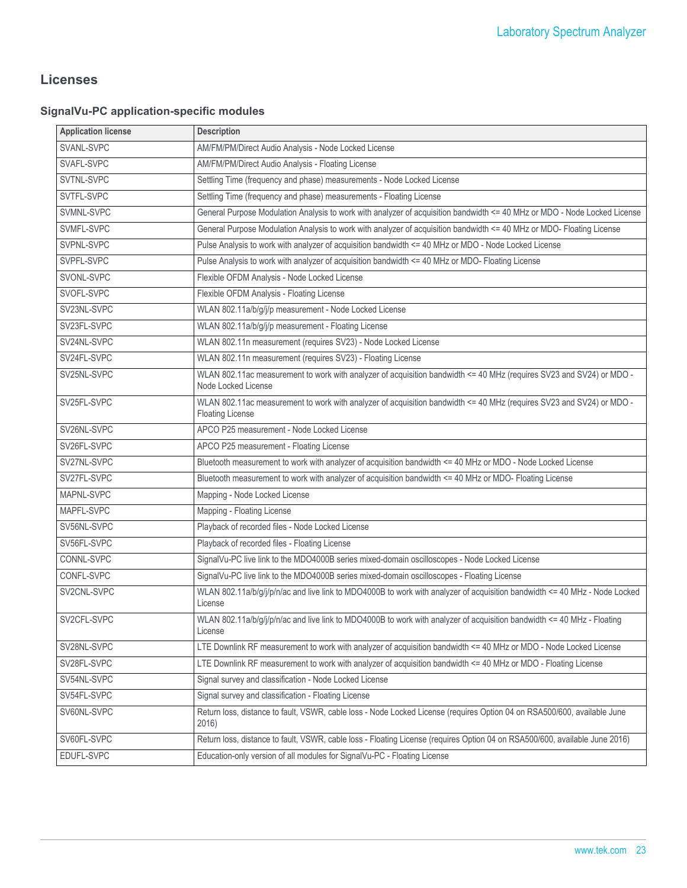## Licenses

### SignalVu-PC application-specific modules

| Application license | Description |
|---|---|
| SVANL-SVPC | AM/FM/PM/Direct Audio Analysis - Node Locked License |
| SVAFL-SVPC | AM/FM/PM/Direct Audio Analysis - Floating License |
| SVTNL-SVPC | Settling Time (frequency and phase) measurements - Node Locked License |
| SVTFL-SVPC | Settling Time (frequency and phase) measurements - Floating License |
| SVMNL-SVPC | General Purpose Modulation Analysis to work with analyzer of acquisition bandwidth <= 40 MHz or MDO - Node Locked License |
| SVMFL-SVPC | General Purpose Modulation Analysis to work with analyzer of acquisition bandwidth <= 40 MHz or MDO- Floating License |
| SVPNL-SVPC | Pulse Analysis to work with analyzer of acquisition bandwidth <= 40 MHz or MDO - Node Locked License |
| SVPFL-SVPC | Pulse Analysis to work with analyzer of acquisition bandwidth <= 40 MHz or MDO- Floating License |
| SVONL-SVPC | Flexible OFDM Analysis - Node Locked License |
| SVOFL-SVPC | Flexible OFDM Analysis - Floating License |
| SV23NL-SVPC | WLAN 802.11a/b/g/j/p measurement - Node Locked License |
| SV23FL-SVPC | WLAN 802.11a/b/g/j/p measurement - Floating License |
| SV24NL-SVPC | WLAN 802.11n measurement (requires SV23) - Node Locked License |
| SV24FL-SVPC | WLAN 802.11n measurement (requires SV23) - Floating License |
| SV25NL-SVPC | WLAN 802.11ac measurement to work with analyzer of acquisition bandwidth <= 40 MHz (requires SV23 and SV24) or MDO - Node Locked License |
| SV25FL-SVPC | WLAN 802.11ac measurement to work with analyzer of acquisition bandwidth <= 40 MHz (requires SV23 and SV24) or MDO - Floating License |
| SV26NL-SVPC | APCO P25 measurement - Node Locked License |
| SV26FL-SVPC | APCO P25 measurement - Floating License |
| SV27NL-SVPC | Bluetooth measurement to work with analyzer of acquisition bandwidth <= 40 MHz or MDO - Node Locked License |
| SV27FL-SVPC | Bluetooth measurement to work with analyzer of acquisition bandwidth <= 40 MHz or MDO- Floating License |
| MAPNL-SVPC | Mapping - Node Locked License |
| MAPFL-SVPC | Mapping - Floating License |
| SV56NL-SVPC | Playback of recorded files - Node Locked License |
| SV56FL-SVPC | Playback of recorded files - Floating License |
| CONNL-SVPC | SignalVu-PC live link to the MDO4000B series mixed-domain oscilloscopes - Node Locked License |
| CONFL-SVPC | SignalVu-PC live link to the MDO4000B series mixed-domain oscilloscopes - Floating License |
| SV2CNL-SVPC | WLAN 802.11a/b/g/j/p/n/ac and live link to MDO4000B to work with analyzer of acquisition bandwidth <= 40 MHz - Node Locked License |
| SV2CFL-SVPC | WLAN 802.11a/b/g/j/p/n/ac and live link to MDO4000B to work with analyzer of acquisition bandwidth <= 40 MHz - Floating License |
| SV28NL-SVPC | LTE Downlink RF measurement to work with analyzer of acquisition bandwidth <= 40 MHz or MDO - Node Locked License |
| SV28FL-SVPC | LTE Downlink RF measurement to work with analyzer of acquisition bandwidth <= 40 MHz or MDO - Floating License |
| SV54NL-SVPC | Signal survey and classification - Node Locked License |
| SV54FL-SVPC | Signal survey and classification - Floating License |
| SV60NL-SVPC | Return loss, distance to fault, VSWR, cable loss - Node Locked License (requires Option 04 on RSA500/600, available June 2016) |
| SV60FL-SVPC | Return loss, distance to fault, VSWR, cable loss - Floating License (requires Option 04 on RSA500/600, available June 2016) |
| EDUFL-SVPC | Education-only version of all modules for SignalVu-PC - Floating License |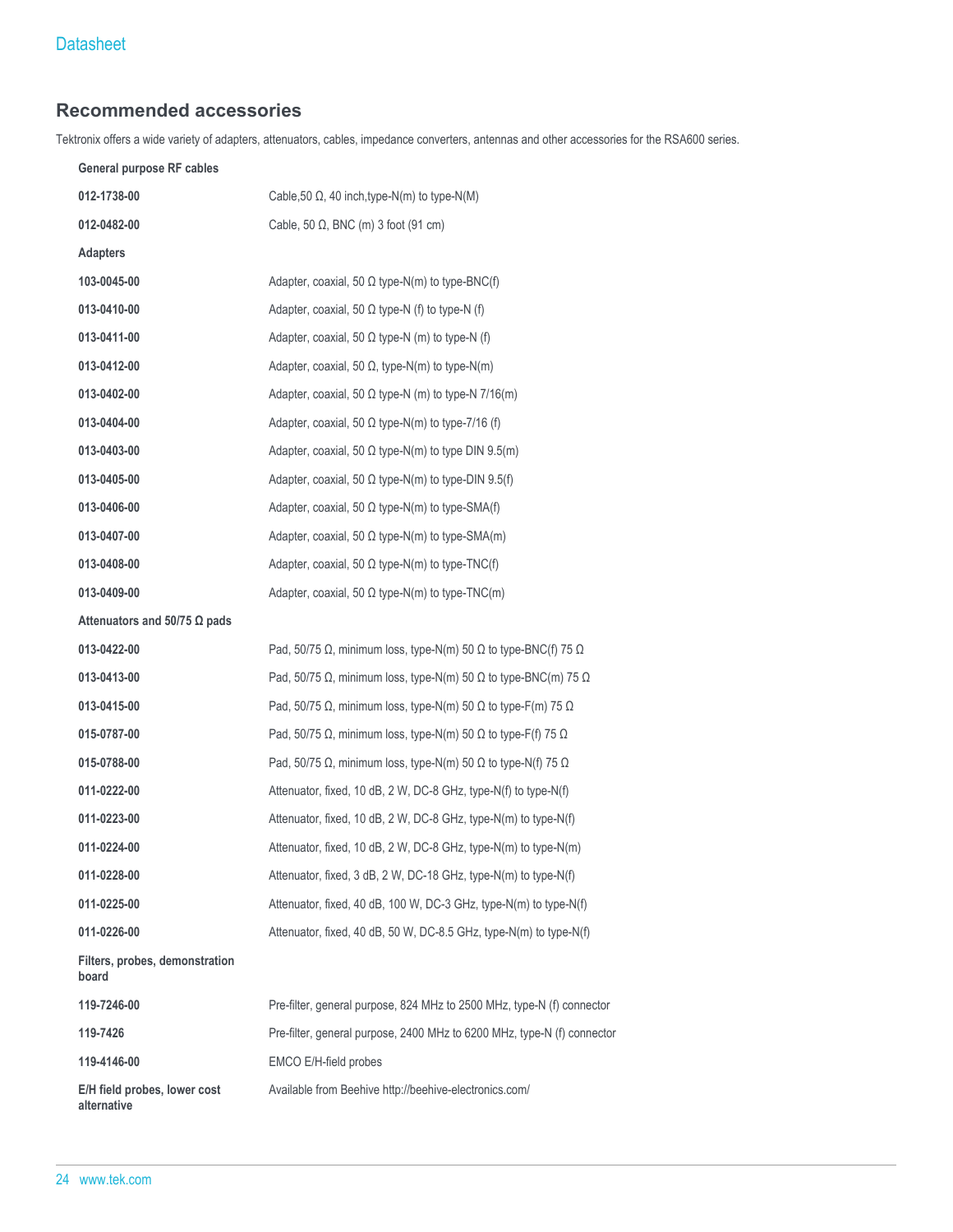## Recommended accessories

Tektronix offers a wide variety of adapters, attenuators, cables, impedance converters, antennas and other accessories for the RSA600 series.

| | |
|---|---|
| **General purpose RF cables** | |
| **012-1738-00** | Cable,50 Ω, 40 inch,type-N(m) to type-N(M) |
| **012-0482-00** | Cable, 50 Ω, BNC (m) 3 foot (91 cm) |
| **Adapters** | |
| **103-0045-00** | Adapter, coaxial, 50 Ω type-N(m) to type-BNC(f) |
| **013-0410-00** | Adapter, coaxial, 50 Ω type-N (f) to type-N (f) |
| **013-0411-00** | Adapter, coaxial, 50 Ω type-N (m) to type-N (f) |
| **013-0412-00** | Adapter, coaxial, 50 Ω, type-N(m) to type-N(m) |
| **013-0402-00** | Adapter, coaxial, 50 Ω type-N (m) to type-N 7/16(m) |
| **013-0404-00** | Adapter, coaxial, 50 Ω type-N(m) to type-7/16 (f) |
| **013-0403-00** | Adapter, coaxial, 50 Ω type-N(m) to type DIN 9.5(m) |
| **013-0405-00** | Adapter, coaxial, 50 Ω type-N(m) to type-DIN 9.5(f) |
| **013-0406-00** | Adapter, coaxial, 50 Ω type-N(m) to type-SMA(f) |
| **013-0407-00** | Adapter, coaxial, 50 Ω type-N(m) to type-SMA(m) |
| **013-0408-00** | Adapter, coaxial, 50 Ω type-N(m) to type-TNC(f) |
| **013-0409-00** | Adapter, coaxial, 50 Ω type-N(m) to type-TNC(m) |
| **Attenuators and 50/75 Ω pads** | |
| **013-0422-00** | Pad, 50/75 Ω, minimum loss, type-N(m) 50 Ω to type-BNC(f) 75 Ω |
| **013-0413-00** | Pad, 50/75 Ω, minimum loss, type-N(m) 50 Ω to type-BNC(m) 75 Ω |
| **013-0415-00** | Pad, 50/75 Ω, minimum loss, type-N(m) 50 Ω to type-F(m) 75 Ω |
| **015-0787-00** | Pad, 50/75 Ω, minimum loss, type-N(m) 50 Ω to type-F(f) 75 Ω |
| **015-0788-00** | Pad, 50/75 Ω, minimum loss, type-N(m) 50 Ω to type-N(f) 75 Ω |
| **011-0222-00** | Attenuator, fixed, 10 dB, 2 W, DC-8 GHz, type-N(f) to type-N(f) |
| **011-0223-00** | Attenuator, fixed, 10 dB, 2 W, DC-8 GHz, type-N(m) to type-N(f) |
| **011-0224-00** | Attenuator, fixed, 10 dB, 2 W, DC-8 GHz, type-N(m) to type-N(m) |
| **011-0228-00** | Attenuator, fixed, 3 dB, 2 W, DC-18 GHz, type-N(m) to type-N(f) |
| **011-0225-00** | Attenuator, fixed, 40 dB, 100 W, DC-3 GHz, type-N(m) to type-N(f) |
| **011-0226-00** | Attenuator, fixed, 40 dB, 50 W, DC-8.5 GHz, type-N(m) to type-N(f) |
| **Filters, probes, demonstration board** | |
| **119-7246-00** | Pre-filter, general purpose, 824 MHz to 2500 MHz, type-N (f) connector |
| **119-7426** | Pre-filter, general purpose, 2400 MHz to 6200 MHz, type-N (f) connector |
| **119-4146-00** | EMCO E/H-field probes |
| **E/H field probes, lower cost alternative** | Available from Beehive http://beehive-electronics.com/ |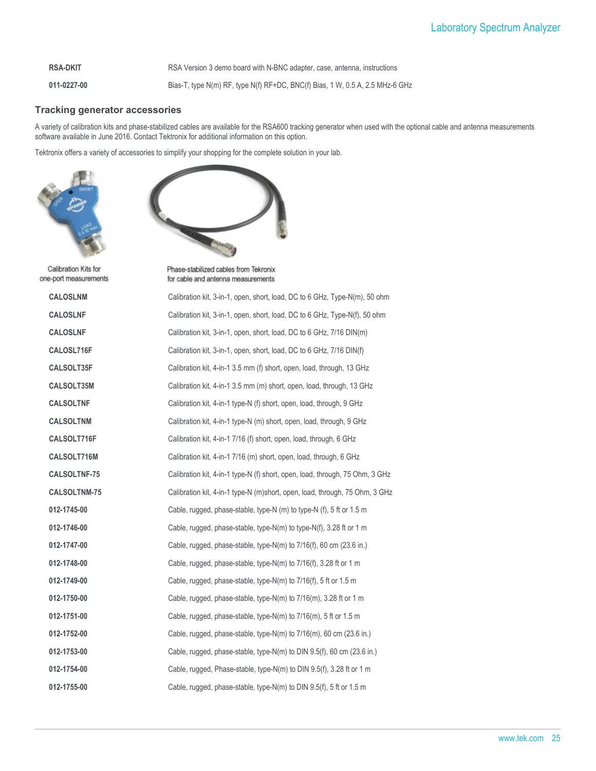| | |
|---|---|
| **RSA-DKIT** | RSA Version 3 demo board with N-BNC adapter, case, antenna, instructions |
| **011-0227-00** | Bias-T, type N(m) RF, type N(f) RF+DC, BNC(f) Bias, 1 W, 0.5 A, 2.5 MHz-6 GHz |

## Tracking generator accessories

A variety of calibration kits and phase-stabilized cables are available for the RSA600 tracking generator when used with the optional cable and antenna measurements software available in June 2016. Contact Tektronix for additional information on this option.

Tektronix offers a variety of accessories to simplify your shopping for the complete solution in your lab.

Calibration Kits for one-port measurements

Phase-stabilized cables from Tektronix for cable and antenna measurements

| | |
|---|---|
| **CALOSLNM** | Calibration kit, 3-in-1, open, short, load, DC to 6 GHz, Type-N(m), 50 ohm |
| **CALOSLNF** | Calibration kit, 3-in-1, open, short, load, DC to 6 GHz, Type-N(f), 50 ohm |
| **CALOSLNF** | Calibration kit, 3-in-1, open, short, load, DC to 6 GHz, 7/16 DIN(m) |
| **CALOSL716F** | Calibration kit, 3-in-1, open, short, load, DC to 6 GHz, 7/16 DIN(f) |
| **CALSOLT35F** | Calibration kit, 4-in-1 3.5 mm (f) short, open, load, through, 13 GHz |
| **CALSOLT35M** | Calibration kit, 4-in-1 3.5 mm (m) short, open, load, through, 13 GHz |
| **CALSOLTNF** | Calibration kit, 4-in-1 type-N (f) short, open, load, through, 9 GHz |
| **CALSOLTNM** | Calibration kit, 4-in-1 type-N (m) short, open, load, through, 9 GHz |
| **CALSOLT716F** | Calibration kit, 4-in-1 7/16 (f) short, open, load, through, 6 GHz |
| **CALSOLT716M** | Calibration kit, 4-in-1 7/16 (m) short, open, load, through, 6 GHz |
| **CALSOLTNF-75** | Calibration kit, 4-in-1 type-N (f) short, open, load, through, 75 Ohm, 3 GHz |
| **CALSOLTNM-75** | Calibration kit, 4-in-1 type-N (m)short, open, load, through, 75 Ohm, 3 GHz |
| **012-1745-00** | Cable, rugged, phase-stable, type-N (m) to type-N (f), 5 ft or 1.5 m |
| **012-1746-00** | Cable, rugged, phase-stable, type-N(m) to type-N(f), 3.28 ft or 1 m |
| **012-1747-00** | Cable, rugged, phase-stable, type-N(m) to 7/16(f), 60 cm (23.6 in.) |
| **012-1748-00** | Cable, rugged, phase-stable, type-N(m) to 7/16(f), 3.28 ft or 1 m |
| **012-1749-00** | Cable, rugged, phase-stable, type-N(m) to 7/16(f), 5 ft or 1.5 m |
| **012-1750-00** | Cable, rugged, phase-stable, type-N(m) to 7/16(m), 3.28 ft or 1 m |
| **012-1751-00** | Cable, rugged, phase-stable, type-N(m) to 7/16(m), 5 ft or 1.5 m |
| **012-1752-00** | Cable, rugged, phase-stable, type-N(m) to 7/16(m), 60 cm (23.6 in.) |
| **012-1753-00** | Cable, rugged, phase-stable, type-N(m) to DIN 9.5(f), 60 cm (23.6 in.) |
| **012-1754-00** | Cable, rugged, Phase-stable, type-N(m) to DIN 9.5(f), 3.28 ft or 1 m |
| **012-1755-00** | Cable, rugged, phase-stable, type-N(m) to DIN 9.5(f), 5 ft or 1.5 m |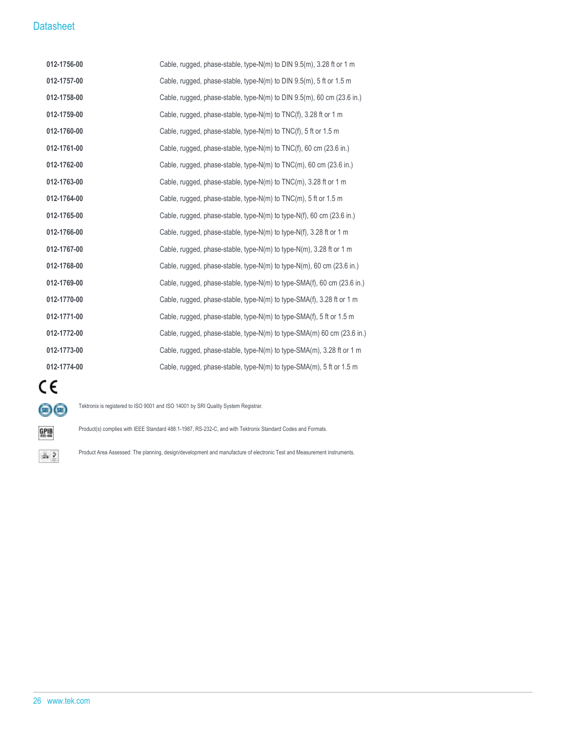| | |
|---|---|
| **012-1756-00** | Cable, rugged, phase-stable, type-N(m) to DIN 9.5(m), 3.28 ft or 1 m |
| **012-1757-00** | Cable, rugged, phase-stable, type-N(m) to DIN 9.5(m), 5 ft or 1.5 m |
| **012-1758-00** | Cable, rugged, phase-stable, type-N(m) to DIN 9.5(m), 60 cm (23.6 in.) |
| **012-1759-00** | Cable, rugged, phase-stable, type-N(m) to TNC(f), 3.28 ft or 1 m |
| **012-1760-00** | Cable, rugged, phase-stable, type-N(m) to TNC(f), 5 ft or 1.5 m |
| **012-1761-00** | Cable, rugged, phase-stable, type-N(m) to TNC(f), 60 cm (23.6 in.) |
| **012-1762-00** | Cable, rugged, phase-stable, type-N(m) to TNC(m), 60 cm (23.6 in.) |
| **012-1763-00** | Cable, rugged, phase-stable, type-N(m) to TNC(m), 3.28 ft or 1 m |
| **012-1764-00** | Cable, rugged, phase-stable, type-N(m) to TNC(m), 5 ft or 1.5 m |
| **012-1765-00** | Cable, rugged, phase-stable, type-N(m) to type-N(f), 60 cm (23.6 in.) |
| **012-1766-00** | Cable, rugged, phase-stable, type-N(m) to type-N(f), 3.28 ft or 1 m |
| **012-1767-00** | Cable, rugged, phase-stable, type-N(m) to type-N(m), 3.28 ft or 1 m |
| **012-1768-00** | Cable, rugged, phase-stable, type-N(m) to type-N(m), 60 cm (23.6 in.) |
| **012-1769-00** | Cable, rugged, phase-stable, type-N(m) to type-SMA(f), 60 cm (23.6 in.) |
| **012-1770-00** | Cable, rugged, phase-stable, type-N(m) to type-SMA(f), 3.28 ft or 1 m |
| **012-1771-00** | Cable, rugged, phase-stable, type-N(m) to type-SMA(f), 5 ft or 1.5 m |
| **012-1772-00** | Cable, rugged, phase-stable, type-N(m) to type-SMA(m) 60 cm (23.6 in.) |
| **012-1773-00** | Cable, rugged, phase-stable, type-N(m) to type-SMA(m), 3.28 ft or 1 m |
| **012-1774-00** | Cable, rugged, phase-stable, type-N(m) to type-SMA(m), 5 ft or 1.5 m |

CE

Tektronix is registered to ISO 9001 and ISO 14001 by SRI Quality System Registrar.

Product(s) complies with IEEE Standard 488.1-1987, RS-232-C, and with Tektronix Standard Codes and Formats.

Product Area Assessed: The planning, design/development and manufacture of electronic Test and Measurement instruments.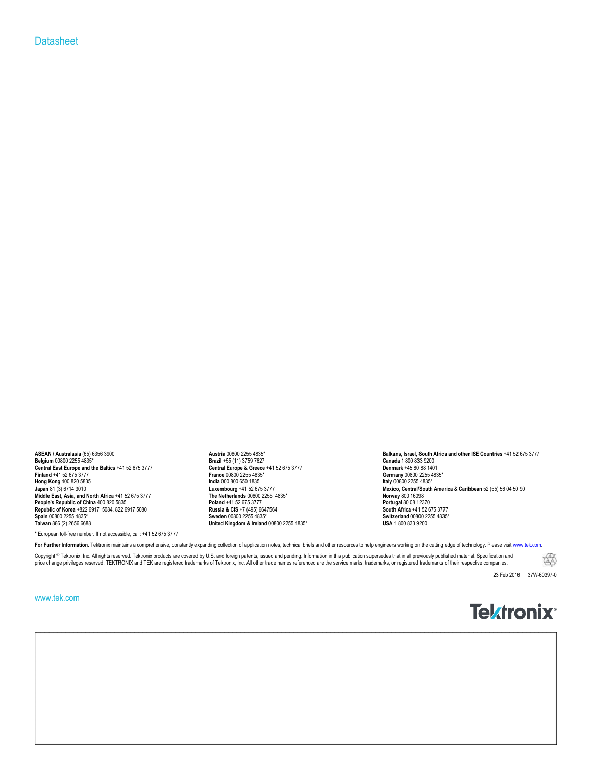**ASEAN / Australasia** (65) 6356 3900
**Belgium** 00800 2255 4835*
**Central East Europe and the Baltics** +41 52 675 3777
**Finland** +41 52 675 3777
**Hong Kong** 400 820 5835
**Japan** 81 (3) 6714 3010
**Middle East, Asia, and North Africa** +41 52 675 3777
**People's Republic of China** 400 820 5835
**Republic of Korea** +822 6917 5084, 822 6917 5080
**Spain** 00800 2255 4835*
**Taiwan** 886 (2) 2656 6688

**Austria** 00800 2255 4835*
**Brazil** +55 (11) 3759 7627
**Central Europe & Greece** +41 52 675 3777
**France** 00800 2255 4835*
**India** 000 800 650 1835
**Luxembourg** +41 52 675 3777
**The Netherlands** 00800 2255 4835*
**Poland** +41 52 675 3777
**Russia & CIS** +7 (495) 6647564
**Sweden** 00800 2255 4835*
**United Kingdom & Ireland** 00800 2255 4835*

**Balkans, Israel, South Africa and other ISE Countries** +41 52 675 3777
**Canada** 1 800 833 9200
**Denmark** +45 80 88 1401
**Germany** 00800 2255 4835*
**Italy** 00800 2255 4835*
**Mexico, Central/South America & Caribbean** 52 (55) 56 04 50 90
**Norway** 800 16098
**Portugal** 80 08 12370
**South Africa** +41 52 675 3777
**Switzerland** 00800 2255 4835*
**USA** 1 800 833 9200

* European toll-free number. If not accessible, call: +41 52 675 3777

**For Further Information.** Tektronix maintains a comprehensive, constantly expanding collection of application notes, technical briefs and other resources to help engineers working on the cutting edge of technology. Please visit www.tek.com.

Copyright © Tektronix, Inc. All rights reserved. Tektronix products are covered by U.S. and foreign patents, issued and pending. Information in this publication supersedes that in all previously published material. Specification and price change privileges reserved. TEKTRONIX and TEK are registered trademarks of Tektronix, Inc. All other trade names referenced are the service marks, trademarks, or registered trademarks of their respective companies.

23 Feb 2016 37W-60397-0

www.tek.com